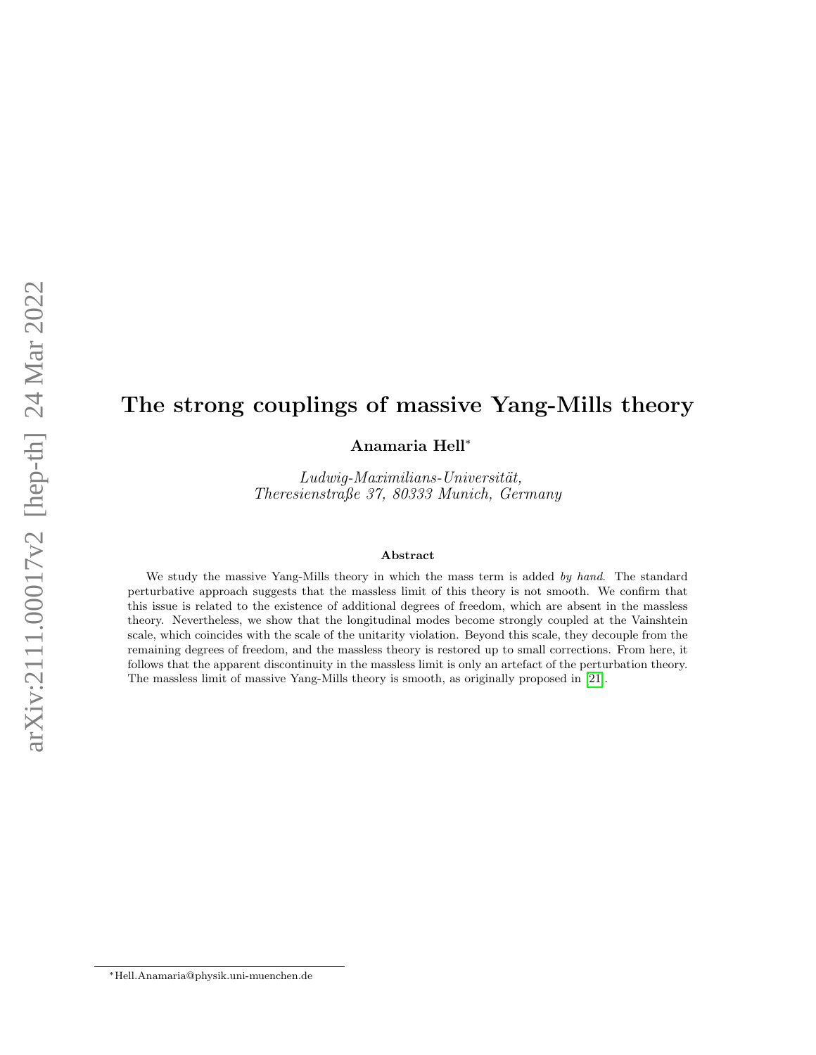# The strong couplings of massive Yang-Mills theory

**Anamaria Hell***

*Ludwig-Maximilians-Universität,*
*Theresienstraße 37, 80333 Munich, Germany*

### Abstract

We study the massive Yang-Mills theory in which the mass term is added *by hand*. The standard perturbative approach suggests that the massless limit of this theory is not smooth. We confirm that this issue is related to the existence of additional degrees of freedom, which are absent in the massless theory. Nevertheless, we show that the longitudinal modes become strongly coupled at the Vainshtein scale, which coincides with the scale of the unitarity violation. Beyond this scale, they decouple from the remaining degrees of freedom, and the massless theory is restored up to small corrections. From here, it follows that the apparent discontinuity in the massless limit is only an artefact of the perturbation theory. The massless limit of massive Yang-Mills theory is smooth, as originally proposed in [21].

*Hell.Anamaria@physik.uni-muenchen.de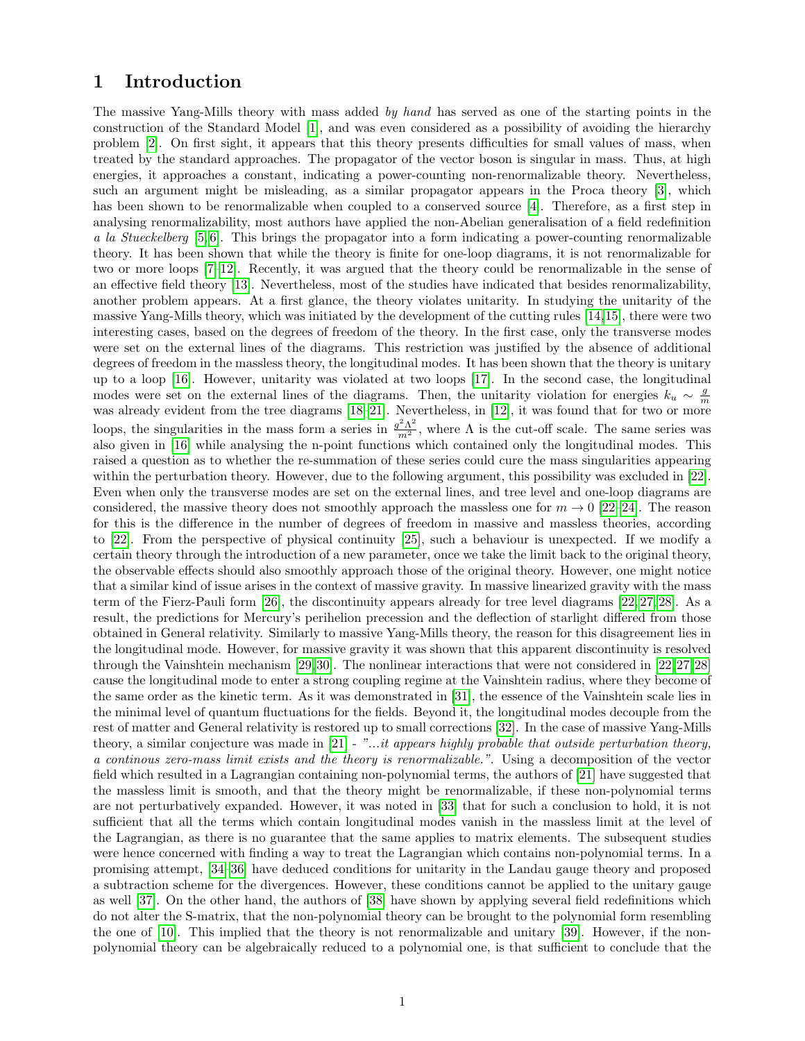# 1 Introduction

The massive Yang-Mills theory with mass added *by hand* has served as one of the starting points in the construction of the Standard Model [1], and was even considered as a possibility of avoiding the hierarchy problem [2]. On first sight, it appears that this theory presents difficulties for small values of mass, when treated by the standard approaches. The propagator of the vector boson is singular in mass. Thus, at high energies, it approaches a constant, indicating a power-counting non-renormalizable theory. Nevertheless, such an argument might be misleading, as a similar propagator appears in the Proca theory [3], which has been shown to be renormalizable when coupled to a conserved source [4]. Therefore, as a first step in analysing renormalizability, most authors have applied the non-Abelian generalisation of a field redefinition *a la Stueckelberg* [5,6]. This brings the propagator into a form indicating a power-counting renormalizable theory. It has been shown that while the theory is finite for one-loop diagrams, it is not renormalizable for two or more loops [7–12]. Recently, it was argued that the theory could be renormalizable in the sense of an effective field theory [13]. Nevertheless, most of the studies have indicated that besides renormalizability, another problem appears. At a first glance, the theory violates unitarity. In studying the unitarity of the massive Yang-Mills theory, which was initiated by the development of the cutting rules [14,15], there were two interesting cases, based on the degrees of freedom of the theory. In the first case, only the transverse modes were set on the external lines of the diagrams. This restriction was justified by the absence of additional degrees of freedom in the massless theory, the longitudinal modes. It has been shown that the theory is unitary up to a loop [16]. However, unitarity was violated at two loops [17]. In the second case, the longitudinal modes were set on the external lines of the diagrams. Then, the unitarity violation for energies $k_u \sim \frac{g}{m}$ was already evident from the tree diagrams [18–21]. Nevertheless, in [12], it was found that for two or more loops, the singularities in the mass form a series in $\frac{g^2\Lambda^2}{m^2}$, where $\Lambda$ is the cut-off scale. The same series was also given in [16] while analysing the n-point functions which contained only the longitudinal modes. This raised a question as to whether the re-summation of these series could cure the mass singularities appearing within the perturbation theory. However, due to the following argument, this possibility was excluded in [22]. Even when only the transverse modes are set on the external lines, and tree level and one-loop diagrams are considered, the massive theory does not smoothly approach the massless one for $m \to 0$ [22–24]. The reason for this is the difference in the number of degrees of freedom in massive and massless theories, according to [22]. From the perspective of physical continuity [25], such a behaviour is unexpected. If we modify a certain theory through the introduction of a new parameter, once we take the limit back to the original theory, the observable effects should also smoothly approach those of the original theory. However, one might notice that a similar kind of issue arises in the context of massive gravity. In massive linearized gravity with the mass term of the Fierz-Pauli form [26], the discontinuity appears already for tree level diagrams [22,27,28]. As a result, the predictions for Mercury's perihelion precession and the deflection of starlight differed from those obtained in General relativity. Similarly to massive Yang-Mills theory, the reason for this disagreement lies in the longitudinal mode. However, for massive gravity it was shown that this apparent discontinuity is resolved through the Vainshtein mechanism [29,30]. The nonlinear interactions that were not considered in [22,27,28] cause the longitudinal mode to enter a strong coupling regime at the Vainshtein radius, where they become of the same order as the kinetic term. As it was demonstrated in [31], the essence of the Vainshtein scale lies in the minimal level of quantum fluctuations for the fields. Beyond it, the longitudinal modes decouple from the rest of matter and General relativity is restored up to small corrections [32]. In the case of massive Yang-Mills theory, a similar conjecture was made in [21] - *"...it appears highly probable that outside perturbation theory, a continous zero-mass limit exists and the theory is renormalizable."*. Using a decomposition of the vector field which resulted in a Lagrangian containing non-polynomial terms, the authors of [21] have suggested that the massless limit is smooth, and that the theory might be renormalizable, if these non-polynomial terms are not perturbatively expanded. However, it was noted in [33] that for such a conclusion to hold, it is not sufficient that all the terms which contain longitudinal modes vanish in the massless limit at the level of the Lagrangian, as there is no guarantee that the same applies to matrix elements. The subsequent studies were hence concerned with finding a way to treat the Lagrangian which contains non-polynomial terms. In a promising attempt, [34–36] have deduced conditions for unitarity in the Landau gauge theory and proposed a subtraction scheme for the divergences. However, these conditions cannot be applied to the unitary gauge as well [37]. On the other hand, the authors of [38] have shown by applying several field redefinitions which do not alter the S-matrix, that the non-polynomial theory can be brought to the polynomial form resembling the one of [10]. This implied that the theory is not renormalizable and unitary [39]. However, if the non-polynomial theory can be algebraically reduced to a polynomial one, is that sufficient to conclude that the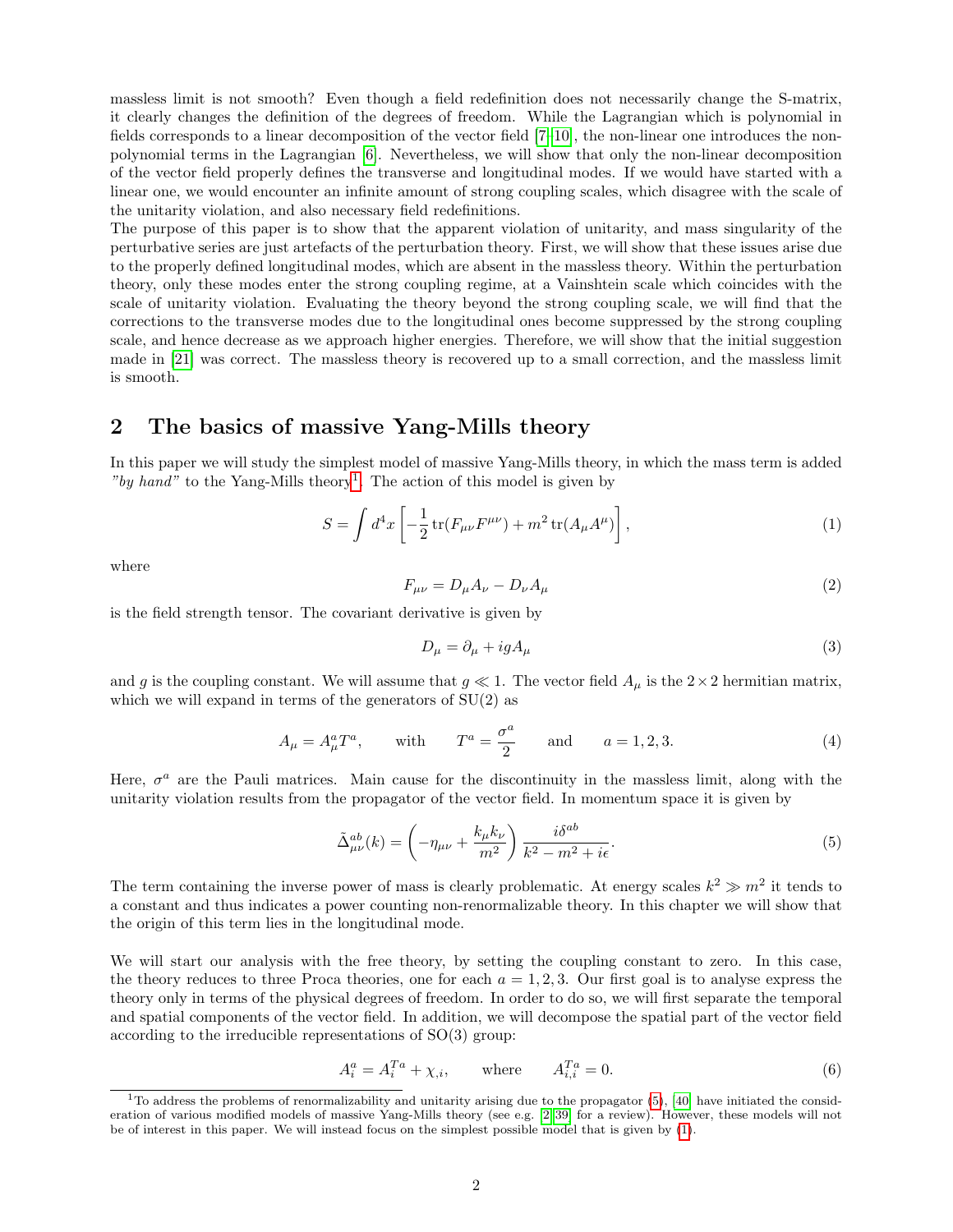massless limit is not smooth? Even though a field redefinition does not necessarily change the S-matrix, it clearly changes the definition of the degrees of freedom. While the Lagrangian which is polynomial in fields corresponds to a linear decomposition of the vector field [7–10], the non-linear one introduces the non-polynomial terms in the Lagrangian [6]. Nevertheless, we will show that only the non-linear decomposition of the vector field properly defines the transverse and longitudinal modes. If we would have started with a linear one, we would encounter an infinite amount of strong coupling scales, which disagree with the scale of the unitarity violation, and also necessary field redefinitions.

The purpose of this paper is to show that the apparent violation of unitarity, and mass singularity of the perturbative series are just artefacts of the perturbation theory. First, we will show that these issues arise due to the properly defined longitudinal modes, which are absent in the massless theory. Within the perturbation theory, only these modes enter the strong coupling regime, at a Vainshtein scale which coincides with the scale of unitarity violation. Evaluating the theory beyond the strong coupling scale, we will find that the corrections to the transverse modes due to the longitudinal ones become suppressed by the strong coupling scale, and hence decrease as we approach higher energies. Therefore, we will show that the initial suggestion made in [21] was correct. The massless theory is recovered up to a small correction, and the massless limit is smooth.

## 2 The basics of massive Yang-Mills theory

In this paper we will study the simplest model of massive Yang-Mills theory, in which the mass term is added *"by hand"* to the Yang-Mills theory[1]. The action of this model is given by

$$S = \int d^4x \left[ -\frac{1}{2}\,\mathrm{tr}(F_{\mu\nu}F^{\mu\nu}) + m^2\,\mathrm{tr}(A_\mu A^\mu) \right], \tag{1}$$

where

$$F_{\mu\nu} = D_\mu A_\nu - D_\nu A_\mu \tag{2}$$

is the field strength tensor. The covariant derivative is given by

$$D_\mu = \partial_\mu + igA_\mu \tag{3}$$

and $g$ is the coupling constant. We will assume that $g \ll 1$. The vector field $A_\mu$ is the $2\times 2$ hermitian matrix, which we will expand in terms of the generators of SU(2) as

$$A_\mu = A^a_\mu T^a, \qquad \text{with} \qquad T^a = \frac{\sigma^a}{2} \qquad \text{and} \qquad a = 1, 2, 3. \tag{4}$$

Here, $\sigma^a$ are the Pauli matrices. Main cause for the discontinuity in the massless limit, along with the unitarity violation results from the propagator of the vector field. In momentum space it is given by

$$\tilde{\Delta}^{ab}_{\mu\nu}(k) = \left( -\eta_{\mu\nu} + \frac{k_\mu k_\nu}{m^2} \right) \frac{i\delta^{ab}}{k^2 - m^2 + i\epsilon}. \tag{5}$$

The term containing the inverse power of mass is clearly problematic. At energy scales $k^2 \gg m^2$ it tends to a constant and thus indicates a power counting non-renormalizable theory. In this chapter we will show that the origin of this term lies in the longitudinal mode.

We will start our analysis with the free theory, by setting the coupling constant to zero. In this case, the theory reduces to three Proca theories, one for each $a = 1, 2, 3$. Our first goal is to analyse express the theory only in terms of the physical degrees of freedom. In order to do so, we will first separate the temporal and spatial components of the vector field. In addition, we will decompose the spatial part of the vector field according to the irreducible representations of SO(3) group:

$$A^a_i = A^{Ta}_i + \chi_{,i}, \qquad \text{where} \qquad A^{Ta}_{i,i} = 0. \tag{6}$$

[1] To address the problems of renormalizability and unitarity arising due to the propagator (5), [40] have initiated the consideration of various modified models of massive Yang-Mills theory (see e.g. [2–39] for a review). However, these models will not be of interest in this paper. We will instead focus on the simplest possible model that is given by (1).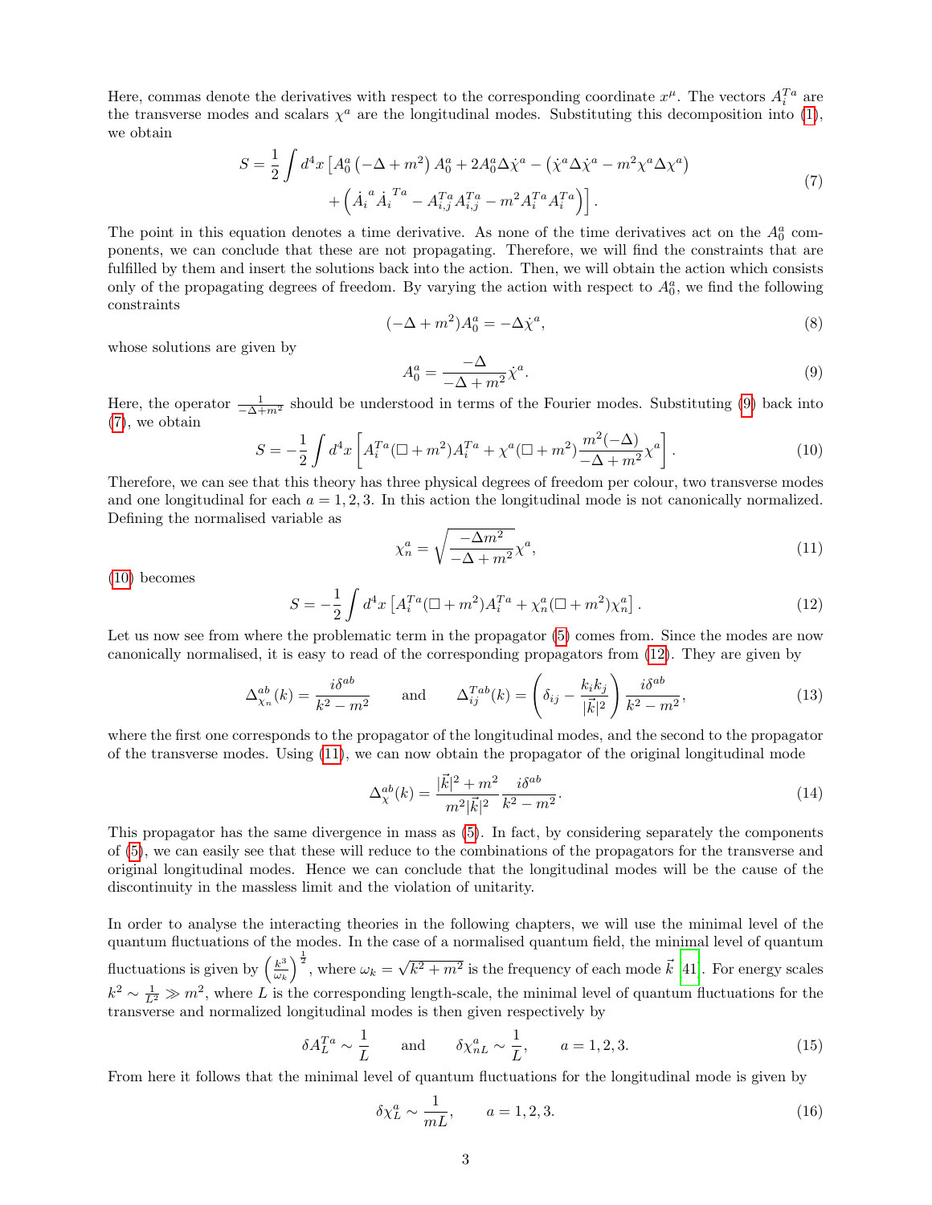Here, commas denote the derivatives with respect to the corresponding coordinate $x^\mu$. The vectors $A_i^{Ta}$ are the transverse modes and scalars $\chi^a$ are the longitudinal modes. Substituting this decomposition into (1), we obtain

$$
\begin{aligned}
S = \frac{1}{2}\int d^4x \Big[ & A_0^a \left(-\Delta + m^2\right) A_0^a + 2A_0^a \Delta \dot{\chi}^a - \left(\dot{\chi}^a \Delta \dot{\chi}^a - m^2 \chi^a \Delta \chi^a\right) \\
& + \left(\dot{A_i}^a \dot{A_i}^{Ta} - A_{i,j}^{Ta} A_{i,j}^{Ta} - m^2 A_i^{Ta} A_i^{Ta}\right)\Big].
\end{aligned} \tag{7}
$$

The point in this equation denotes a time derivative. As none of the time derivatives act on the $A_0^a$ components, we can conclude that these are not propagating. Therefore, we will find the constraints that are fulfilled by them and insert the solutions back into the action. Then, we will obtain the action which consists only of the propagating degrees of freedom. By varying the action with respect to $A_0^a$, we find the following constraints

$$
(-\Delta + m^2) A_0^a = -\Delta \dot{\chi}^a, \tag{8}
$$

whose solutions are given by

$$
A_0^a = \frac{-\Delta}{-\Delta + m^2} \dot{\chi}^a. \tag{9}
$$

Here, the operator $\frac{1}{-\Delta + m^2}$ should be understood in terms of the Fourier modes. Substituting (9) back into (7), we obtain

$$
S = -\frac{1}{2}\int d^4x \left[ A_i^{Ta} (\Box + m^2) A_i^{Ta} + \chi^a (\Box + m^2) \frac{m^2(-\Delta)}{-\Delta + m^2} \chi^a \right]. \tag{10}
$$

Therefore, we can see that this theory has three physical degrees of freedom per colour, two transverse modes and one longitudinal for each $a = 1, 2, 3$. In this action the longitudinal mode is not canonically normalized. Defining the normalised variable as

$$
\chi_n^a = \sqrt{\frac{-\Delta m^2}{-\Delta + m^2}} \chi^a, \tag{11}
$$

(10) becomes

$$
S = -\frac{1}{2}\int d^4x \left[ A_i^{Ta} (\Box + m^2) A_i^{Ta} + \chi_n^a (\Box + m^2) \chi_n^a \right]. \tag{12}
$$

Let us now see from where the problematic term in the propagator (5) comes from. Since the modes are now canonically normalised, it is easy to read of the corresponding propagators from (12). They are given by

$$
\Delta_{\chi_n}^{ab}(k) = \frac{i\delta^{ab}}{k^2 - m^2} \qquad \text{and} \qquad \Delta_{ij}^{Tab}(k) = \left(\delta_{ij} - \frac{k_i k_j}{|\vec{k}|^2}\right) \frac{i\delta^{ab}}{k^2 - m^2}, \tag{13}
$$

where the first one corresponds to the propagator of the longitudinal modes, and the second to the propagator of the transverse modes. Using (11), we can now obtain the propagator of the original longitudinal mode

$$
\Delta_{\chi}^{ab}(k) = \frac{|\vec{k}|^2 + m^2}{m^2 |\vec{k}|^2} \frac{i\delta^{ab}}{k^2 - m^2}. \tag{14}
$$

This propagator has the same divergence in mass as (5). In fact, by considering separately the components of (5), we can easily see that these will reduce to the combinations of the propagators for the transverse and original longitudinal modes. Hence we can conclude that the longitudinal modes will be the cause of the discontinuity in the massless limit and the violation of unitarity.

In order to analyse the interacting theories in the following chapters, we will use the minimal level of the quantum fluctuations of the modes. In the case of a normalised quantum field, the minimal level of quantum fluctuations is given by $\left(\frac{k^3}{\omega_k}\right)^{\frac{1}{2}}$, where $\omega_k = \sqrt{k^2 + m^2}$ is the frequency of each mode $\vec{k}$ [41]. For energy scales $k^2 \sim \frac{1}{L^2} \gg m^2$, where $L$ is the corresponding length-scale, the minimal level of quantum fluctuations for the transverse and normalized longitudinal modes is then given respectively by

$$
\delta A_L^{Ta} \sim \frac{1}{L} \qquad \text{and} \qquad \delta \chi_{nL}^a \sim \frac{1}{L}, \qquad a = 1, 2, 3. \tag{15}
$$

From here it follows that the minimal level of quantum fluctuations for the longitudinal mode is given by

$$
\delta \chi_L^a \sim \frac{1}{mL}, \qquad a = 1, 2, 3. \tag{16}
$$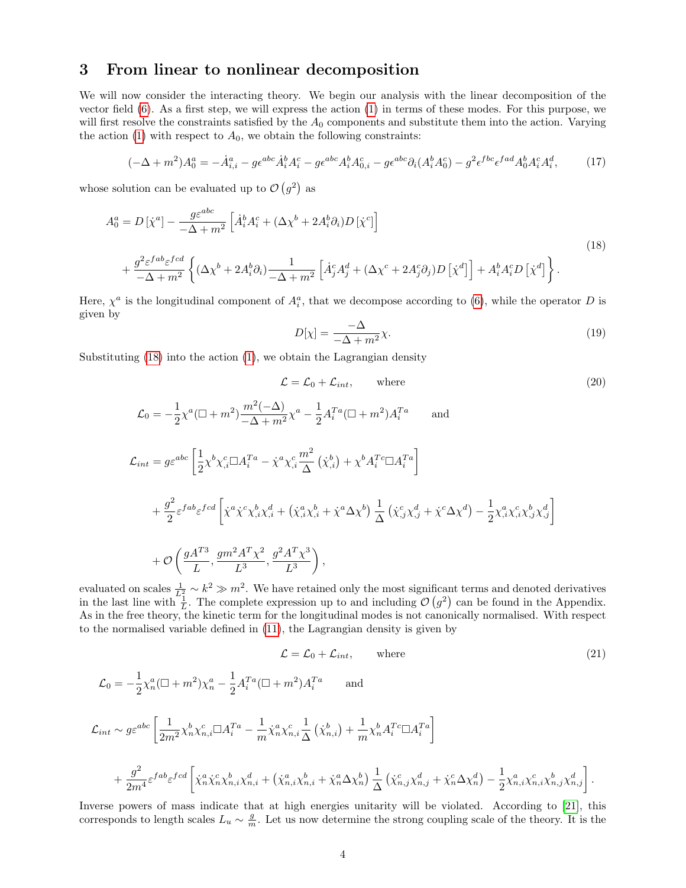## 3 From linear to nonlinear decomposition

We will now consider the interacting theory. We begin our analysis with the linear decomposition of the vector field (6). As a first step, we will express the action (1) in terms of these modes. For this purpose, we will first resolve the constraints satisfied by the $A_0$ components and substitute them into the action. Varying the action (1) with respect to $A_0$, we obtain the following constraints:

$$(-\Delta + m^2)A_0^a = -\dot{A}^a_{i,i} - g\epsilon^{abc}\dot{A}^b_i A^c_i - g\epsilon^{abc}A^b_i A^c_{0,i} - g\epsilon^{abc}\partial_i(A^b_i A^c_0) - g^2\epsilon^{fbc}\epsilon^{fad}A^b_0 A^c_i A^d_i, \tag{17}$$

whose solution can be evaluated up to $\mathcal{O}\left(g^2\right)$ as

$$\begin{aligned}
A_0^a = D\left[\dot{\chi}^a\right] &- \frac{g\varepsilon^{abc}}{-\Delta+m^2}\left[\dot{A}^b_i A^c_i + (\Delta\chi^b + 2A^b_i\partial_i)D\left[\dot{\chi}^c\right]\right] \\
&+ \frac{g^2\varepsilon^{fab}\varepsilon^{fcd}}{-\Delta+m^2}\left\{(\Delta\chi^b + 2A^b_i\partial_i)\frac{1}{-\Delta+m^2}\left[\dot{A}^c_j A^d_j + (\Delta\chi^c + 2A^c_j\partial_j)D\left[\dot{\chi}^d\right]\right] + A^b_i A^c_i D\left[\dot{\chi}^d\right]\right\}.
\end{aligned} \tag{18}$$

Here, $\chi^a$ is the longitudinal component of $A^a_i$, that we decompose according to (6), while the operator $D$ is given by

$$D[\chi] = \frac{-\Delta}{-\Delta+m^2}\chi. \tag{19}$$

Substituting (18) into the action (1), we obtain the Lagrangian density

$$\mathcal{L} = \mathcal{L}_0 + \mathcal{L}_{int}, \qquad \text{where} \tag{20}$$

$$\mathcal{L}_0 = -\frac{1}{2}\chi^a(\Box + m^2)\frac{m^2(-\Delta)}{-\Delta+m^2}\chi^a - \frac{1}{2}A^{Ta}_i(\Box+m^2)A^{Ta}_i \qquad \text{and}$$

$$\begin{aligned}
\mathcal{L}_{int} = g\varepsilon^{abc}&\left[\frac{1}{2}\chi^b\chi^c_{,i}\Box A^{Ta}_i - \dot{\chi}^a\chi^c_{,i}\frac{m^2}{\Delta}\left(\dot{\chi}^b_{,i}\right) + \chi^b A^{Tc}_i\Box A^{Ta}_i\right] \\
&+ \frac{g^2}{2}\varepsilon^{fab}\varepsilon^{fcd}\left[\dot{\chi}^a\dot{\chi}^c\chi^b_{,i}\chi^d_{,i} + \left(\dot{\chi}^a_{,i}\chi^b_{,i} + \dot{\chi}^a\Delta\chi^b\right)\frac{1}{\Delta}\left(\dot{\chi}^c_{,j}\chi^d_{,j} + \dot{\chi}^c\Delta\chi^d\right) - \frac{1}{2}\chi^a_{,i}\chi^c_{,i}\chi^b_{,j}\chi^d_{,j}\right] \\
&+ \mathcal{O}\left(\frac{gA^{T3}}{L}, \frac{gm^2A^T\chi^2}{L^3}, \frac{g^2A^T\chi^3}{L^3}\right),
\end{aligned}$$

evaluated on scales $\frac{1}{L^2} \sim k^2 \gg m^2$. We have retained only the most significant terms and denoted derivatives in the last line with $\frac{1}{L}$. The complete expression up to and including $\mathcal{O}\left(g^2\right)$ can be found in the Appendix. As in the free theory, the kinetic term for the longitudinal modes is not canonically normalised. With respect to the normalised variable defined in (11), the Lagrangian density is given by

$$\mathcal{L} = \mathcal{L}_0 + \mathcal{L}_{int}, \qquad \text{where} \tag{21}$$

$$\mathcal{L}_0 = -\frac{1}{2}\chi^a_n(\Box+m^2)\chi^a_n - \frac{1}{2}A^{Ta}_i(\Box+m^2)A^{Ta}_i \qquad \text{and}$$

$$\begin{aligned}
\mathcal{L}_{int} \sim g\varepsilon^{abc}&\left[\frac{1}{2m^2}\chi^b_n\chi^c_{n,i}\Box A^{Ta}_i - \frac{1}{m}\dot{\chi}^a_n\chi^c_{n,i}\frac{1}{\Delta}\left(\dot{\chi}^b_{n,i}\right) + \frac{1}{m}\chi^b_n A^{Tc}_i\Box A^{Ta}_i\right] \\
&+ \frac{g^2}{2m^4}\varepsilon^{fab}\varepsilon^{fcd}\left[\dot{\chi}^a_n\dot{\chi}^c_n\chi^b_{n,i}\chi^d_{n,i} + \left(\dot{\chi}^a_{n,i}\chi^b_{n,i} + \dot{\chi}^a_n\Delta\chi^b_n\right)\frac{1}{\Delta}\left(\dot{\chi}^c_{n,j}\chi^d_{n,j} + \dot{\chi}^c_n\Delta\chi^d_n\right) - \frac{1}{2}\chi^a_{n,i}\chi^c_{n,i}\chi^b_{n,j}\chi^d_{n,j}\right].
\end{aligned}$$

Inverse powers of mass indicate that at high energies unitarity will be violated. According to [21], this corresponds to length scales $L_u \sim \frac{g}{m}$. Let us now determine the strong coupling scale of the theory. It is the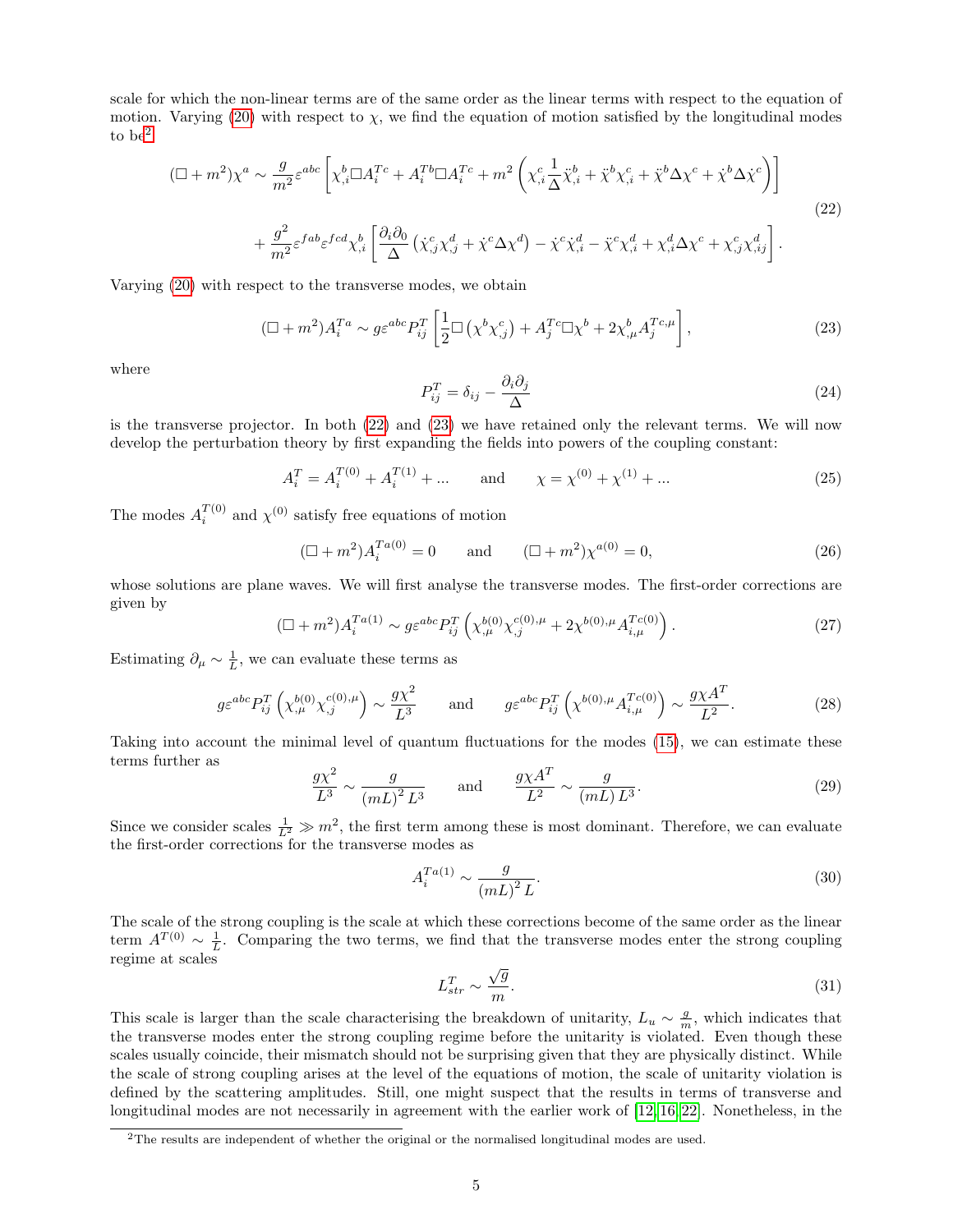scale for which the non-linear terms are of the same order as the linear terms with respect to the equation of motion. Varying (20) with respect to $\chi$, we find the equation of motion satisfied by the longitudinal modes to be[2]

$$
\begin{aligned}
(\Box + m^2)\chi^a \sim \frac{g}{m^2}\varepsilon^{abc}\left[\chi^b_{,i}\Box A^{Tc}_i + A^{Tb}_i \Box A^{Tc}_i + m^2\left(\chi^c_{,i}\frac{1}{\Delta}\ddot{\chi}^b_{,i} + \ddot{\chi}^b \chi^c_{,i} + \ddot{\chi}^b \Delta\chi^c + \dot{\chi}^b\Delta\dot{\chi}^c\right)\right] \\
+ \frac{g^2}{m^2}\varepsilon^{fab}\varepsilon^{fcd}\chi^b_{,i}\left[\frac{\partial_i\partial_0}{\Delta}\left(\dot{\chi}^c_{,j}\chi^d_{,j} + \dot{\chi}^c\Delta\chi^d\right) - \dot{\chi}^c\dot{\chi}^d_{,i} - \ddot{\chi}^c\chi^d_{,i} + \chi^d_{,i}\Delta\chi^c + \chi^c_{,j}\chi^d_{,ij}\right].
\end{aligned}
\tag{22}
$$

Varying (20) with respect to the transverse modes, we obtain

$$
(\Box + m^2)A^{Ta}_i \sim g\varepsilon^{abc}P^T_{ij}\left[\frac{1}{2}\Box\left(\chi^b\chi^c_{,j}\right) + A^{Tc}_j\Box\chi^b + 2\chi^b_{,\mu}A^{Tc,\mu}_j\right], \tag{23}
$$

where

$$
P^T_{ij} = \delta_{ij} - \frac{\partial_i\partial_j}{\Delta} \tag{24}
$$

is the transverse projector. In both (22) and (23) we have retained only the relevant terms. We will now develop the perturbation theory by first expanding the fields into powers of the coupling constant:

$$
A^T_i = A^{T(0)}_i + A^{T(1)}_i + \ldots \qquad \text{and} \qquad \chi = \chi^{(0)} + \chi^{(1)} + \ldots \tag{25}
$$

The modes $A^{T(0)}_i$ and $\chi^{(0)}$ satisfy free equations of motion

$$
(\Box + m^2)A^{Ta(0)}_i = 0 \qquad \text{and} \qquad (\Box + m^2)\chi^{a(0)} = 0, \tag{26}
$$

whose solutions are plane waves. We will first analyse the transverse modes. The first-order corrections are given by

$$
(\Box + m^2)A^{Ta(1)}_i \sim g\varepsilon^{abc}P^T_{ij}\left(\chi^{b(0)}_{,\mu}\chi^{c(0),\mu}_{,j} + 2\chi^{b(0),\mu}A^{Tc(0)}_{i,\mu}\right). \tag{27}
$$

Estimating $\partial_\mu \sim \frac{1}{L}$, we can evaluate these terms as

$$
g\varepsilon^{abc}P^T_{ij}\left(\chi^{b(0)}_{,\mu}\chi^{c(0),\mu}_{,j}\right) \sim \frac{g\chi^2}{L^3} \qquad \text{and} \qquad g\varepsilon^{abc}P^T_{ij}\left(\chi^{b(0),\mu}A^{Tc(0)}_{i,\mu}\right) \sim \frac{g\chi A^T}{L^2}. \tag{28}
$$

Taking into account the minimal level of quantum fluctuations for the modes (15), we can estimate these terms further as

$$
\frac{g\chi^2}{L^3} \sim \frac{g}{(mL)^2 L^3} \qquad \text{and} \qquad \frac{g\chi A^T}{L^2} \sim \frac{g}{(mL)\, L^3}. \tag{29}
$$

Since we consider scales $\frac{1}{L^2} \gg m^2$, the first term among these is most dominant. Therefore, we can evaluate the first-order corrections for the transverse modes as

$$
A^{Ta(1)}_i \sim \frac{g}{(mL)^2 L}. \tag{30}
$$

The scale of the strong coupling is the scale at which these corrections become of the same order as the linear term $A^{T(0)} \sim \frac{1}{L}$. Comparing the two terms, we find that the transverse modes enter the strong coupling regime at scales

$$
L^T_{str} \sim \frac{\sqrt{g}}{m}. \tag{31}
$$

This scale is larger than the scale characterising the breakdown of unitarity, $L_u \sim \frac{g}{m}$, which indicates that the transverse modes enter the strong coupling regime before the unitarity is violated. Even though these scales usually coincide, their mismatch should not be surprising given that they are physically distinct. While the scale of strong coupling arises at the level of the equations of motion, the scale of unitarity violation is defined by the scattering amplitudes. Still, one might suspect that the results in terms of transverse and longitudinal modes are not necessarily in agreement with the earlier work of [12, 16, 22]. Nonetheless, in the

[2]The results are independent of whether the original or the normalised longitudinal modes are used.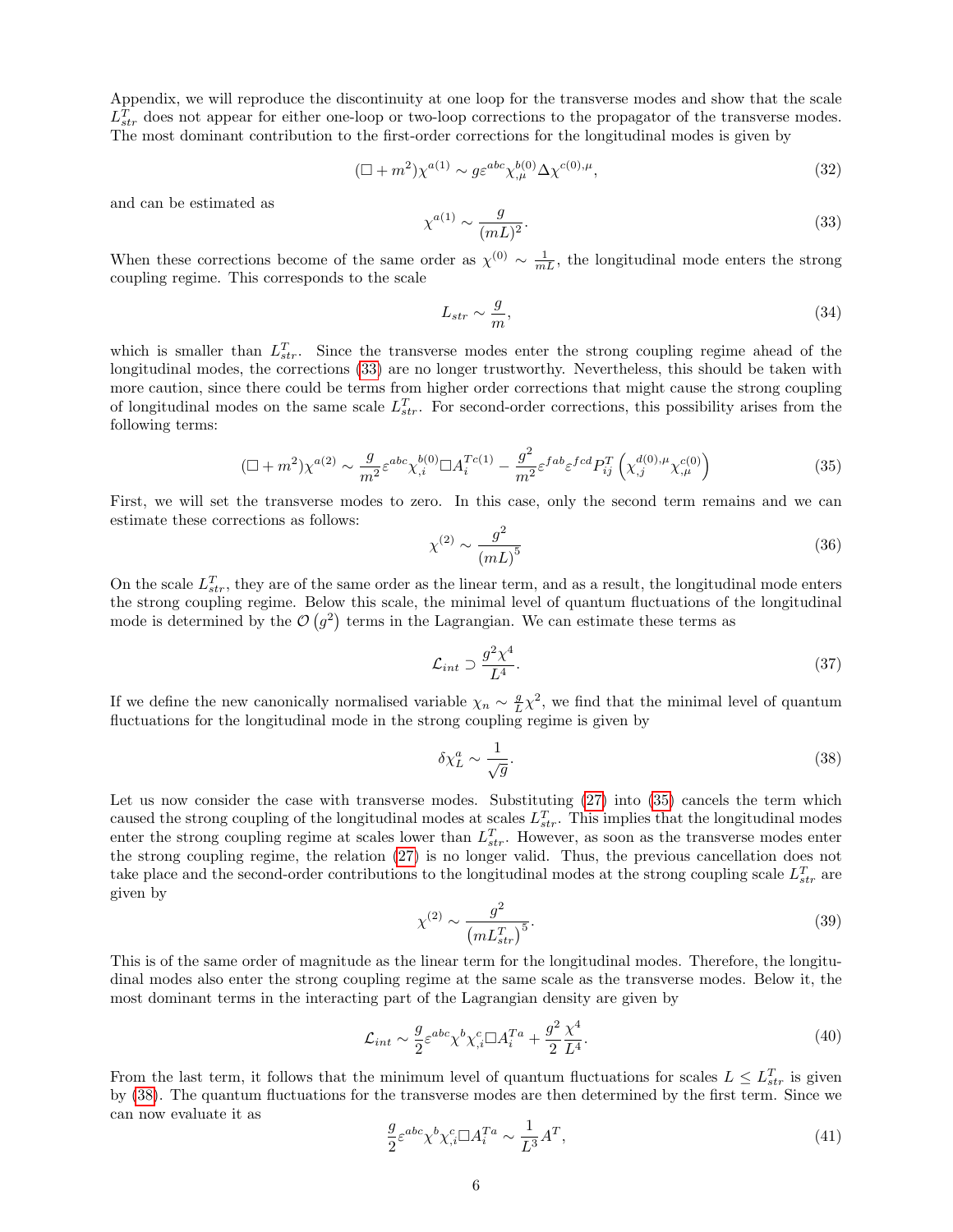Appendix, we will reproduce the discontinuity at one loop for the transverse modes and show that the scale $L^T_{str}$ does not appear for either one-loop or two-loop corrections to the propagator of the transverse modes. The most dominant contribution to the first-order corrections for the longitudinal modes is given by

$$(\Box + m^2)\chi^{a(1)} \sim g\varepsilon^{abc}\chi^{b(0)}_{,\mu}\Delta\chi^{c(0),\mu}, \tag{32}$$

and can be estimated as

$$\chi^{a(1)} \sim \frac{g}{(mL)^2}. \tag{33}$$

When these corrections become of the same order as $\chi^{(0)} \sim \frac{1}{mL}$, the longitudinal mode enters the strong coupling regime. This corresponds to the scale

$$L_{str} \sim \frac{g}{m}, \tag{34}$$

which is smaller than $L^T_{str}$. Since the transverse modes enter the strong coupling regime ahead of the longitudinal modes, the corrections (33) are no longer trustworthy. Nevertheless, this should be taken with more caution, since there could be terms from higher order corrections that might cause the strong coupling of longitudinal modes on the same scale $L^T_{str}$. For second-order corrections, this possibility arises from the following terms:

$$(\Box + m^2)\chi^{a(2)} \sim \frac{g}{m^2}\varepsilon^{abc}\chi^{b(0)}_{,i}\Box A^{Tc(1)}_i - \frac{g^2}{m^2}\varepsilon^{fab}\varepsilon^{fcd}P^T_{ij}\left(\chi^{d(0),\mu}_{,j}\chi^{c(0)}_{,\mu}\right) \tag{35}$$

First, we will set the transverse modes to zero. In this case, only the second term remains and we can estimate these corrections as follows:

$$\chi^{(2)} \sim \frac{g^2}{(mL)^5} \tag{36}$$

On the scale $L^T_{str}$, they are of the same order as the linear term, and as a result, the longitudinal mode enters the strong coupling regime. Below this scale, the minimal level of quantum fluctuations of the longitudinal mode is determined by the $\mathcal{O}\left(g^2\right)$ terms in the Lagrangian. We can estimate these terms as

$$\mathcal{L}_{int} \supset \frac{g^2\chi^4}{L^4}. \tag{37}$$

If we define the new canonically normalised variable $\chi_n \sim \frac{g}{L}\chi^2$, we find that the minimal level of quantum fluctuations for the longitudinal mode in the strong coupling regime is given by

$$\delta\chi^a_L \sim \frac{1}{\sqrt{g}}. \tag{38}$$

Let us now consider the case with transverse modes. Substituting (27) into (35) cancels the term which caused the strong coupling of the longitudinal modes at scales $L^T_{str}$. This implies that the longitudinal modes enter the strong coupling regime at scales lower than $L^T_{str}$. However, as soon as the transverse modes enter the strong coupling regime, the relation (27) is no longer valid. Thus, the previous cancellation does not take place and the second-order contributions to the longitudinal modes at the strong coupling scale $L^T_{str}$ are given by

$$\chi^{(2)} \sim \frac{g^2}{\left(mL^T_{str}\right)^5}. \tag{39}$$

This is of the same order of magnitude as the linear term for the longitudinal modes. Therefore, the longitudinal modes also enter the strong coupling regime at the same scale as the transverse modes. Below it, the most dominant terms in the interacting part of the Lagrangian density are given by

$$\mathcal{L}_{int} \sim \frac{g}{2}\varepsilon^{abc}\chi^b\chi^c_{,i}\Box A^{Ta}_i + \frac{g^2}{2}\frac{\chi^4}{L^4}. \tag{40}$$

From the last term, it follows that the minimum level of quantum fluctuations for scales $L \leq L^T_{str}$ is given by (38). The quantum fluctuations for the transverse modes are then determined by the first term. Since we can now evaluate it as

$$\frac{g}{2}\varepsilon^{abc}\chi^b\chi^c_{,i}\Box A^{Ta}_i \sim \frac{1}{L^3}A^T, \tag{41}$$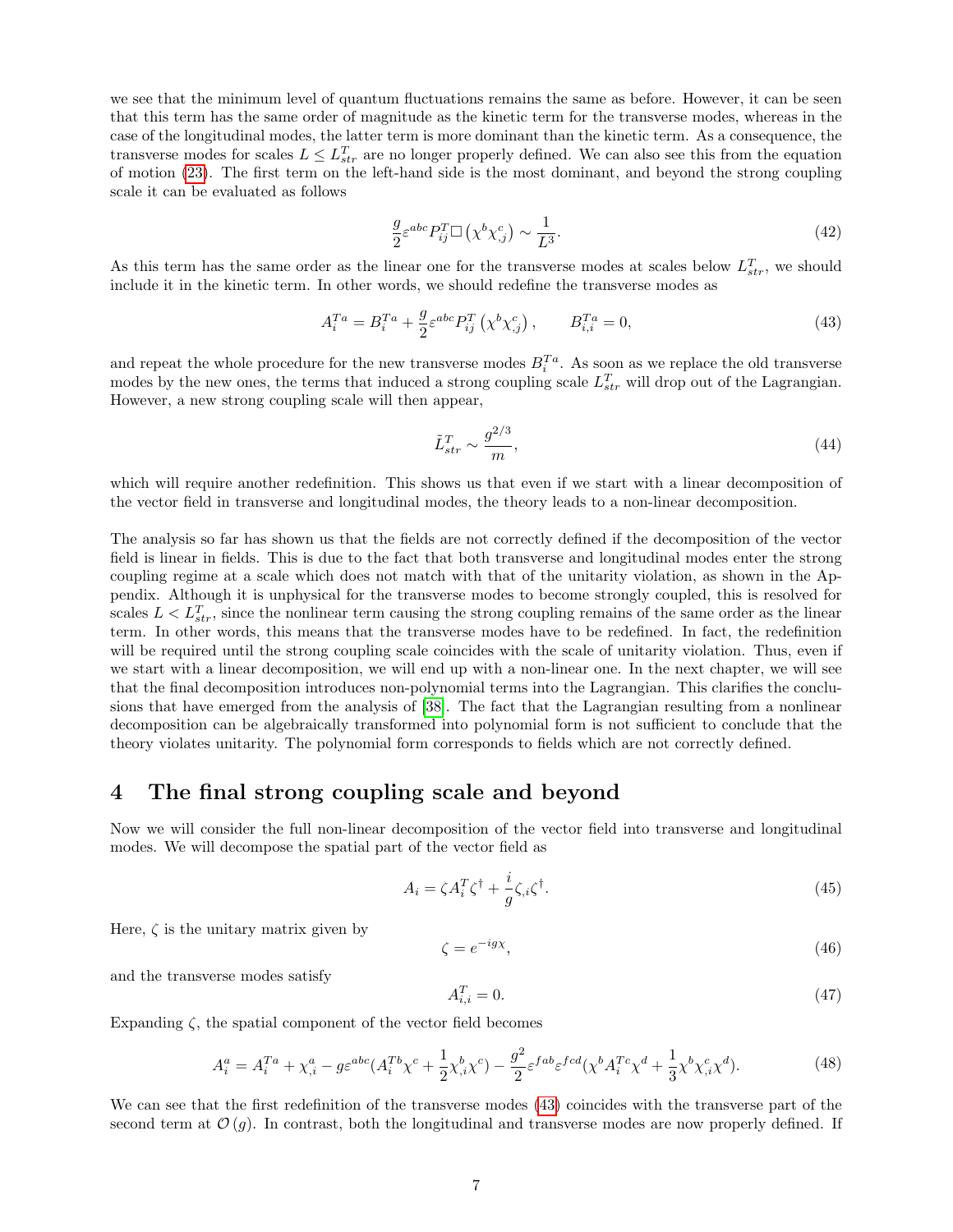we see that the minimum level of quantum fluctuations remains the same as before. However, it can be seen that this term has the same order of magnitude as the kinetic term for the transverse modes, whereas in the case of the longitudinal modes, the latter term is more dominant than the kinetic term. As a consequence, the transverse modes for scales $L \leq L^T_{str}$ are no longer properly defined. We can also see this from the equation of motion (23). The first term on the left-hand side is the most dominant, and beyond the strong coupling scale it can be evaluated as follows

$$\frac{g}{2}\varepsilon^{abc}P^T_{ij}\Box\left(\chi^b\chi^c_{,j}\right) \sim \frac{1}{L^3}. \tag{42}$$

As this term has the same order as the linear one for the transverse modes at scales below $L^T_{str}$, we should include it in the kinetic term. In other words, we should redefine the transverse modes as

$$A^{Ta}_i = B^{Ta}_i + \frac{g}{2}\varepsilon^{abc}P^T_{ij}\left(\chi^b\chi^c_{,j}\right), \qquad B^{Ta}_{i,i} = 0, \tag{43}$$

and repeat the whole procedure for the new transverse modes $B^{Ta}_i$. As soon as we replace the old transverse modes by the new ones, the terms that induced a strong coupling scale $L^T_{str}$ will drop out of the Lagrangian. However, a new strong coupling scale will then appear,

$$\tilde{L}^T_{str} \sim \frac{g^{2/3}}{m}, \tag{44}$$

which will require another redefinition. This shows us that even if we start with a linear decomposition of the vector field in transverse and longitudinal modes, the theory leads to a non-linear decomposition.

The analysis so far has shown us that the fields are not correctly defined if the decomposition of the vector field is linear in fields. This is due to the fact that both transverse and longitudinal modes enter the strong coupling regime at a scale which does not match with that of the unitarity violation, as shown in the Appendix. Although it is unphysical for the transverse modes to become strongly coupled, this is resolved for scales $L < L^T_{str}$, since the nonlinear term causing the strong coupling remains of the same order as the linear term. In other words, this means that the transverse modes have to be redefined. In fact, the redefinition will be required until the strong coupling scale coincides with the scale of unitarity violation. Thus, even if we start with a linear decomposition, we will end up with a non-linear one. In the next chapter, we will see that the final decomposition introduces non-polynomial terms into the Lagrangian. This clarifies the conclusions that have emerged from the analysis of [38]. The fact that the Lagrangian resulting from a nonlinear decomposition can be algebraically transformed into polynomial form is not sufficient to conclude that the theory violates unitarity. The polynomial form corresponds to fields which are not correctly defined.

# 4 The final strong coupling scale and beyond

Now we will consider the full non-linear decomposition of the vector field into transverse and longitudinal modes. We will decompose the spatial part of the vector field as

$$A_i = \zeta A^T_i \zeta^\dagger + \frac{i}{g}\zeta_{,i}\zeta^\dagger. \tag{45}$$

Here, $\zeta$ is the unitary matrix given by

$$\zeta = e^{-ig\chi}, \tag{46}$$

and the transverse modes satisfy

$$A^T_{i,i} = 0. \tag{47}$$

Expanding $\zeta$, the spatial component of the vector field becomes

$$A^a_i = A^{Ta}_i + \chi^a_{,i} - g\varepsilon^{abc}(A^{Tb}_i\chi^c + \frac{1}{2}\chi^b_{,i}\chi^c) - \frac{g^2}{2}\varepsilon^{fab}\varepsilon^{fcd}(\chi^b A^{Tc}_i\chi^d + \frac{1}{3}\chi^b\chi^c_{,i}\chi^d). \tag{48}$$

We can see that the first redefinition of the transverse modes (43) coincides with the transverse part of the second term at $\mathcal{O}(g)$. In contrast, both the longitudinal and transverse modes are now properly defined. If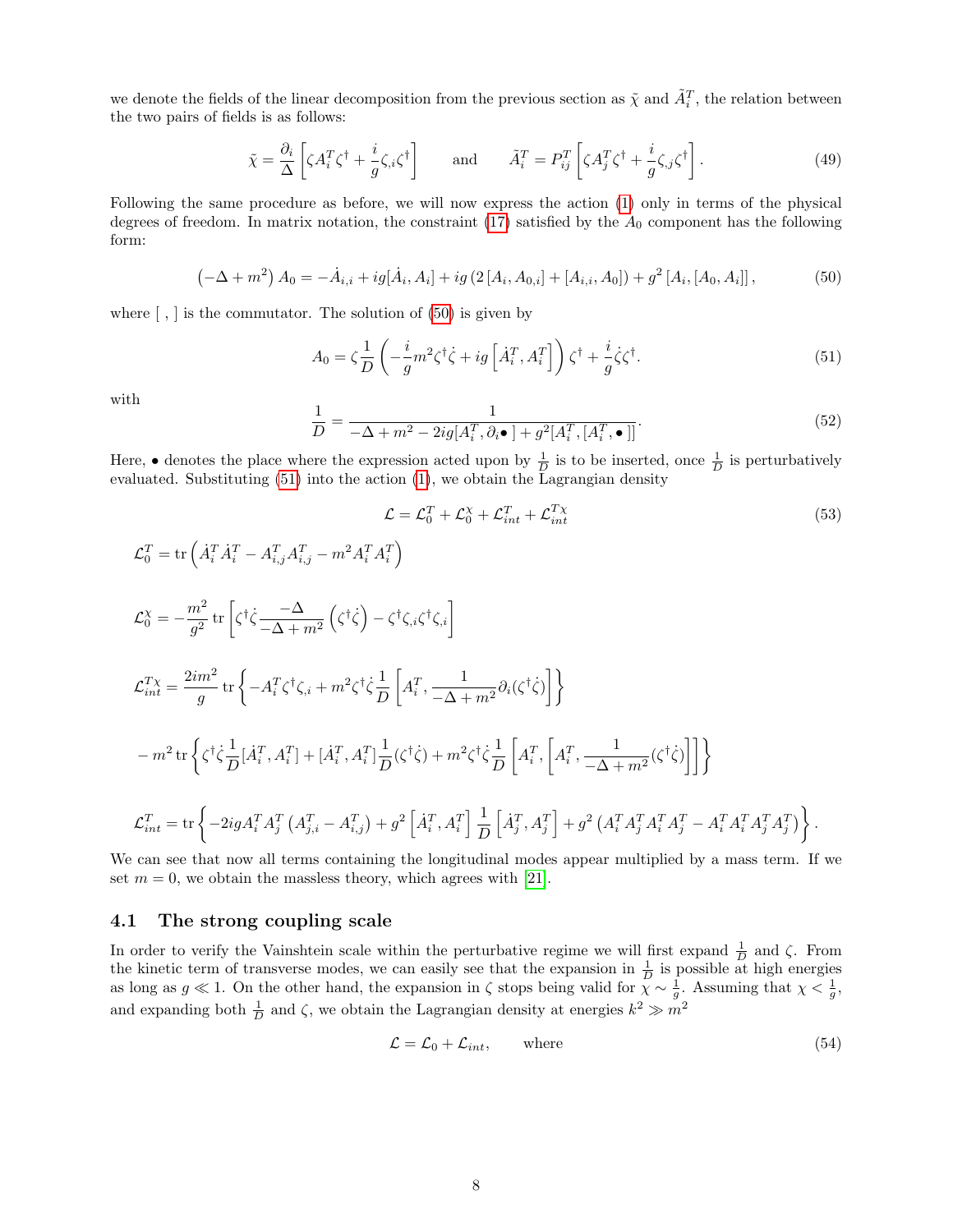we denote the fields of the linear decomposition from the previous section as $\tilde{\chi}$ and $\tilde{A}_i^T$, the relation between the two pairs of fields is as follows:

$$\tilde{\chi} = \frac{\partial_i}{\Delta}\left[\zeta A_i^T \zeta^\dagger + \frac{i}{g}\zeta_{,i}\zeta^\dagger\right] \qquad \text{and} \qquad \tilde{A}_i^T = P_{ij}^T\left[\zeta A_j^T \zeta^\dagger + \frac{i}{g}\zeta_{,j}\zeta^\dagger\right]. \tag{49}$$

Following the same procedure as before, we will now express the action (1) only in terms of the physical degrees of freedom. In matrix notation, the constraint (17) satisfied by the $A_0$ component has the following form:

$$\left(-\Delta + m^2\right) A_0 = -\dot{A}_{i,i} + ig[\dot{A}_i, A_i] + ig\left(2\left[A_i, A_{0,i}\right] + \left[A_{i,i}, A_0\right]\right) + g^2\left[A_i, \left[A_0, A_i\right]\right], \tag{50}$$

where [ , ] is the commutator. The solution of (50) is given by

$$A_0 = \zeta\frac{1}{D}\left(-\frac{i}{g}m^2\zeta^\dagger\dot{\zeta} + ig\left[\dot{A}_i^T, A_i^T\right]\right)\zeta^\dagger + \frac{i}{g}\dot{\zeta}\zeta^\dagger. \tag{51}$$

with

$$\frac{1}{D} = \frac{1}{-\Delta + m^2 - 2ig[A_i^T, \partial_i \bullet\,] + g^2[A_i^T, [A_i^T, \bullet\,]]}. \tag{52}$$

Here, $\bullet$ denotes the place where the expression acted upon by $\frac{1}{D}$ is to be inserted, once $\frac{1}{D}$ is perturbatively evaluated. Substituting (51) into the action (1), we obtain the Lagrangian density

$$\mathcal{L} = \mathcal{L}_0^T + \mathcal{L}_0^\chi + \mathcal{L}_{int}^T + \mathcal{L}_{int}^{T\chi} \tag{53}$$

$$\mathcal{L}_0^T = \mathrm{tr}\left(\dot{A}_i^T\dot{A}_i^T - A_{i,j}^T A_{i,j}^T - m^2 A_i^T A_i^T\right)$$

$$\mathcal{L}_0^\chi = -\frac{m^2}{g^2}\,\mathrm{tr}\left[\zeta^\dagger\dot{\zeta}\frac{-\Delta}{-\Delta + m^2}\left(\zeta^\dagger\dot{\zeta}\right) - \zeta^\dagger\zeta_{,i}\zeta^\dagger\zeta_{,i}\right]$$

$$\mathcal{L}_{int}^{T\chi} = \frac{2im^2}{g}\,\mathrm{tr}\left\{-A_i^T\zeta^\dagger\zeta_{,i} + m^2\zeta^\dagger\dot{\zeta}\frac{1}{D}\left[A_i^T, \frac{1}{-\Delta + m^2}\partial_i(\zeta^\dagger\dot{\zeta})\right]\right\}$$

$$-\, m^2\,\mathrm{tr}\left\{\zeta^\dagger\dot{\zeta}\frac{1}{D}[\dot{A}_i^T, A_i^T] + [\dot{A}_i^T, A_i^T]\frac{1}{D}(\zeta^\dagger\dot{\zeta}) + m^2\zeta^\dagger\dot{\zeta}\frac{1}{D}\left[A_i^T, \left[A_i^T, \frac{1}{-\Delta + m^2}(\zeta^\dagger\dot{\zeta})\right]\right]\right\}$$

$$\mathcal{L}_{int}^T = \mathrm{tr}\left\{-2igA_i^T A_j^T\left(A_{j,i}^T - A_{i,j}^T\right) + g^2\left[\dot{A}_i^T, A_i^T\right]\frac{1}{D}\left[\dot{A}_j^T, A_j^T\right] + g^2\left(A_i^T A_j^T A_i^T A_j^T - A_i^T A_i^T A_j^T A_j^T\right)\right\}.$$

We can see that now all terms containing the longitudinal modes appear multiplied by a mass term. If we set $m = 0$, we obtain the massless theory, which agrees with [21].

### 4.1 The strong coupling scale

In order to verify the Vainshtein scale within the perturbative regime we will first expand $\frac{1}{D}$ and $\zeta$. From the kinetic term of transverse modes, we can easily see that the expansion in $\frac{1}{D}$ is possible at high energies as long as $g \ll 1$. On the other hand, the expansion in $\zeta$ stops being valid for $\chi \sim \frac{1}{g}$. Assuming that $\chi < \frac{1}{g}$, and expanding both $\frac{1}{D}$ and $\zeta$, we obtain the Lagrangian density at energies $k^2 \gg m^2$

$$\mathcal{L} = \mathcal{L}_0 + \mathcal{L}_{int}, \qquad \text{where} \tag{54}$$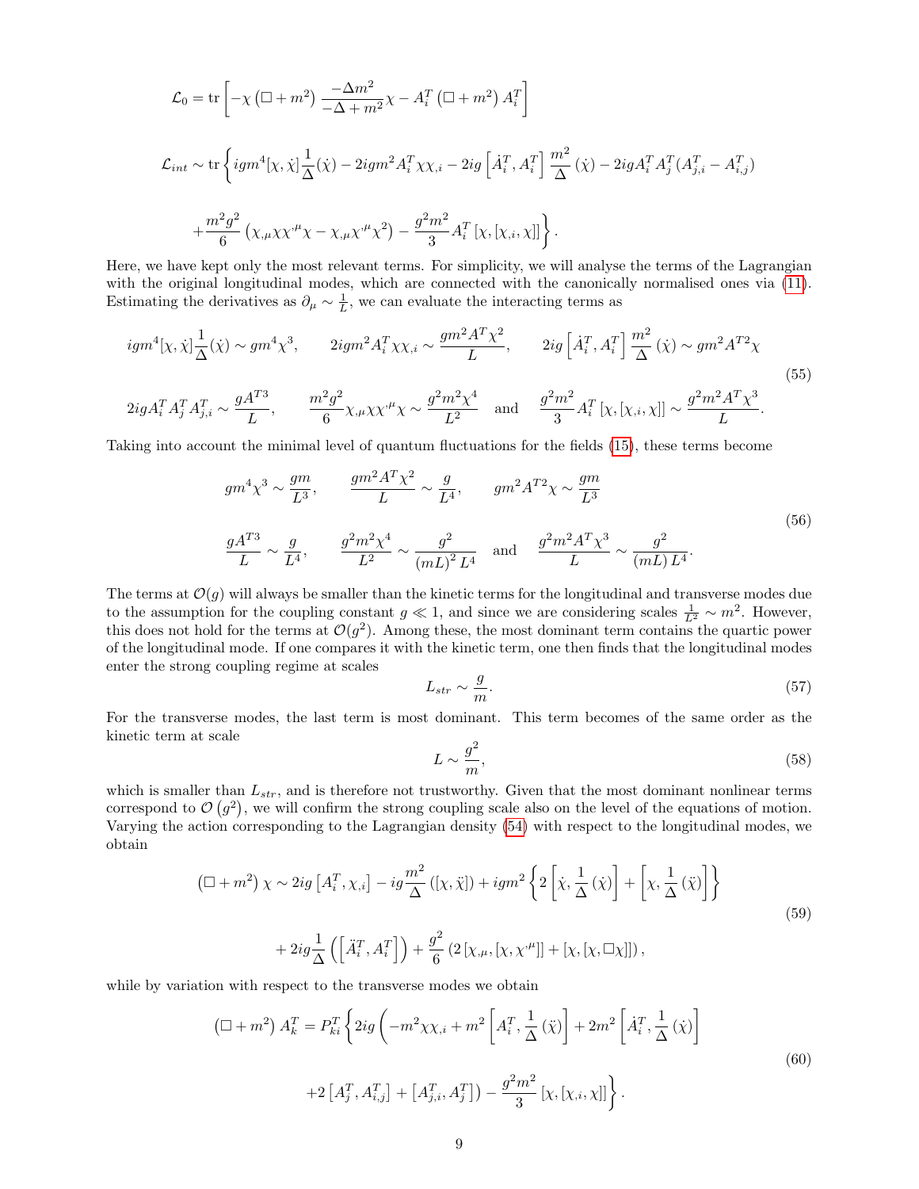$$\mathcal{L}_0 = \text{tr}\left[-\chi\left(\Box + m^2\right)\frac{-\Delta m^2}{-\Delta + m^2}\chi - A_i^T\left(\Box + m^2\right)A_i^T\right]$$

$$\mathcal{L}_{int} \sim \text{tr}\Bigg\{igm^4[\chi,\dot{\chi}]\frac{1}{\Delta}(\dot{\chi}) - 2igm^2 A_i^T\chi\chi_{,i} - 2ig\left[\dot{A}_i^T, A_i^T\right]\frac{m^2}{\Delta}(\dot{\chi}) - 2igA_i^T A_j^T(A_{j,i}^T - A_{i,j}^T)$$

$$+\frac{m^2 g^2}{6}\left(\chi_{,\mu}\chi\chi^{,\mu}\chi - \chi_{,\mu}\chi^{,\mu}\chi^2\right) - \frac{g^2 m^2}{3}A_i^T\left[\chi,[\chi_{,i},\chi]\right]\Bigg\}.$$

Here, we have kept only the most relevant terms. For simplicity, we will analyse the terms of the Lagrangian with the original longitudinal modes, which are connected with the canonically normalised ones via (11). Estimating the derivatives as $\partial_\mu \sim \frac{1}{L}$, we can evaluate the interacting terms as

$$\begin{aligned}
&igm^4[\chi,\dot{\chi}]\frac{1}{\Delta}(\dot{\chi}) \sim gm^4\chi^3, \qquad 2igm^2A_i^T\chi\chi_{,i} \sim \frac{gm^2A^T\chi^2}{L}, \qquad 2ig\left[\dot{A}_i^T, A_i^T\right]\frac{m^2}{\Delta}(\dot{\chi}) \sim gm^2A^{T2}\chi \\
&2igA_i^TA_j^TA_{j,i}^T \sim \frac{gA^{T3}}{L}, \qquad \frac{m^2g^2}{6}\chi_{,\mu}\chi\chi^{,\mu}\chi \sim \frac{g^2m^2\chi^4}{L^2} \quad \text{and} \quad \frac{g^2m^2}{3}A_i^T\left[\chi,[\chi_{,i},\chi]\right] \sim \frac{g^2m^2A^T\chi^3}{L}.
\end{aligned} \tag{55}$$

Taking into account the minimal level of quantum fluctuations for the fields (15), these terms become

$$\begin{aligned}
&gm^4\chi^3 \sim \frac{gm}{L^3}, \qquad \frac{gm^2A^T\chi^2}{L} \sim \frac{g}{L^4}, \qquad gm^2A^{T2}\chi \sim \frac{gm}{L^3} \\
&\frac{gA^{T3}}{L} \sim \frac{g}{L^4}, \qquad \frac{g^2m^2\chi^4}{L^2} \sim \frac{g^2}{(mL)^2L^4} \quad \text{and} \quad \frac{g^2m^2A^T\chi^3}{L} \sim \frac{g^2}{(mL)L^4}.
\end{aligned} \tag{56}$$

The terms at $\mathcal{O}(g)$ will always be smaller than the kinetic terms for the longitudinal and transverse modes due to the assumption for the coupling constant $g \ll 1$, and since we are considering scales $\frac{1}{L^2} \sim m^2$. However, this does not hold for the terms at $\mathcal{O}(g^2)$. Among these, the most dominant term contains the quartic power of the longitudinal mode. If one compares it with the kinetic term, one then finds that the longitudinal modes enter the strong coupling regime at scales

$$L_{str} \sim \frac{g}{m}. \tag{57}$$

For the transverse modes, the last term is most dominant. This term becomes of the same order as the kinetic term at scale

$$L \sim \frac{g^2}{m}, \tag{58}$$

which is smaller than $L_{str}$, and is therefore not trustworthy. Given that the most dominant nonlinear terms correspond to $\mathcal{O}\left(g^2\right)$, we will confirm the strong coupling scale also on the level of the equations of motion. Varying the action corresponding to the Lagrangian density (54) with respect to the longitudinal modes, we obtain

$$\begin{aligned}
\left(\Box + m^2\right)\chi \sim\; &2ig\left[A_i^T, \chi_{,i}\right] - ig\frac{m^2}{\Delta}\left([\chi,\ddot{\chi}]\right) + igm^2\left\{2\left[\dot{\chi}, \frac{1}{\Delta}(\dot{\chi})\right] + \left[\chi, \frac{1}{\Delta}(\ddot{\chi})\right]\right\} \\
&+ 2ig\frac{1}{\Delta}\left(\left[\ddot{A}_i^T, A_i^T\right]\right) + \frac{g^2}{6}\left(2\left[\chi_{,\mu},[\chi,\chi^{,\mu}]\right] + \left[\chi,[\chi,\Box\chi]\right]\right),
\end{aligned} \tag{59}$$

while by variation with respect to the transverse modes we obtain

$$\begin{aligned}
\left(\Box + m^2\right)A_k^T = P_{ki}^T\Bigg\{&2ig\left(-m^2\chi\chi_{,i} + m^2\left[A_i^T, \frac{1}{\Delta}(\ddot{\chi})\right] + 2m^2\left[\dot{A}_i^T, \frac{1}{\Delta}(\dot{\chi})\right]\right. \\
&\left.+2\left[A_j^T, A_{i,j}^T\right] + \left[A_{j,i}^T, A_j^T\right]\right) - \frac{g^2m^2}{3}\left[\chi,[\chi_{,i},\chi]\right]\Bigg\}.
\end{aligned} \tag{60}$$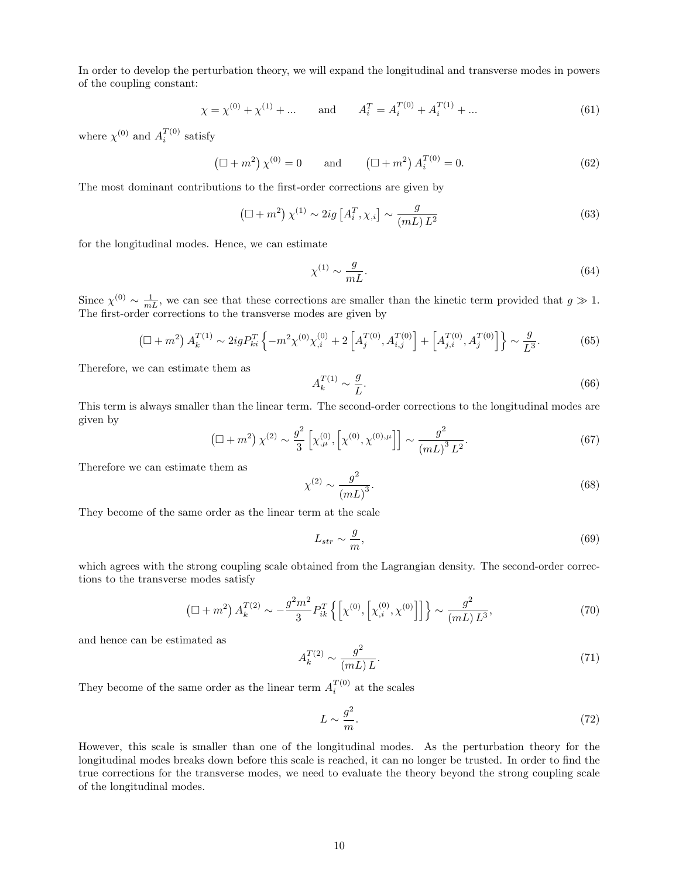In order to develop the perturbation theory, we will expand the longitudinal and transverse modes in powers of the coupling constant:

$$\chi = \chi^{(0)} + \chi^{(1)} + ... \qquad \text{and} \qquad A_i^T = A_i^{T(0)} + A_i^{T(1)} + ... \tag{61}$$

where $\chi^{(0)}$ and $A_i^{T(0)}$ satisfy

$$\left(\Box + m^2\right)\chi^{(0)} = 0 \qquad \text{and} \qquad \left(\Box + m^2\right)A_i^{T(0)} = 0. \tag{62}$$

The most dominant contributions to the first-order corrections are given by

$$\left(\Box + m^2\right)\chi^{(1)} \sim 2ig\left[A_i^T, \chi_{,i}\right] \sim \frac{g}{(mL)\,L^2} \tag{63}$$

for the longitudinal modes. Hence, we can estimate

$$\chi^{(1)} \sim \frac{g}{mL}. \tag{64}$$

Since $\chi^{(0)} \sim \frac{1}{mL}$, we can see that these corrections are smaller than the kinetic term provided that $g \gg 1$. The first-order corrections to the transverse modes are given by

$$\left(\Box + m^2\right)A_k^{T(1)} \sim 2igP_{ki}^T\left\{-m^2\chi^{(0)}\chi_{,i}^{(0)} + 2\left[A_j^{T(0)}, A_{i,j}^{T(0)}\right] + \left[A_{j,i}^{T(0)}, A_j^{T(0)}\right]\right\} \sim \frac{g}{L^3}. \tag{65}$$

Therefore, we can estimate them as

$$A_k^{T(1)} \sim \frac{g}{L}. \tag{66}$$

This term is always smaller than the linear term. The second-order corrections to the longitudinal modes are given by

$$\left(\Box + m^2\right)\chi^{(2)} \sim \frac{g^2}{3}\left[\chi_{,\mu}^{(0)}, \left[\chi^{(0)}, \chi^{(0),\mu}\right]\right] \sim \frac{g^2}{(mL)^3\,L^2}. \tag{67}$$

Therefore we can estimate them as

$$\chi^{(2)} \sim \frac{g^2}{(mL)^3}. \tag{68}$$

They become of the same order as the linear term at the scale

$$L_{str} \sim \frac{g}{m}, \tag{69}$$

which agrees with the strong coupling scale obtained from the Lagrangian density. The second-order corrections to the transverse modes satisfy

$$\left(\Box + m^2\right)A_k^{T(2)} \sim -\frac{g^2m^2}{3}P_{ik}^T\left\{\left[\chi^{(0)}, \left[\chi_{,i}^{(0)}, \chi^{(0)}\right]\right]\right\} \sim \frac{g^2}{(mL)\,L^3}, \tag{70}$$

and hence can be estimated as

$$A_k^{T(2)} \sim \frac{g^2}{(mL)\,L}. \tag{71}$$

They become of the same order as the linear term $A_i^{T(0)}$ at the scales

$$L \sim \frac{g^2}{m}. \tag{72}$$

However, this scale is smaller than one of the longitudinal modes. As the perturbation theory for the longitudinal modes breaks down before this scale is reached, it can no longer be trusted. In order to find the true corrections for the transverse modes, we need to evaluate the theory beyond the strong coupling scale of the longitudinal modes.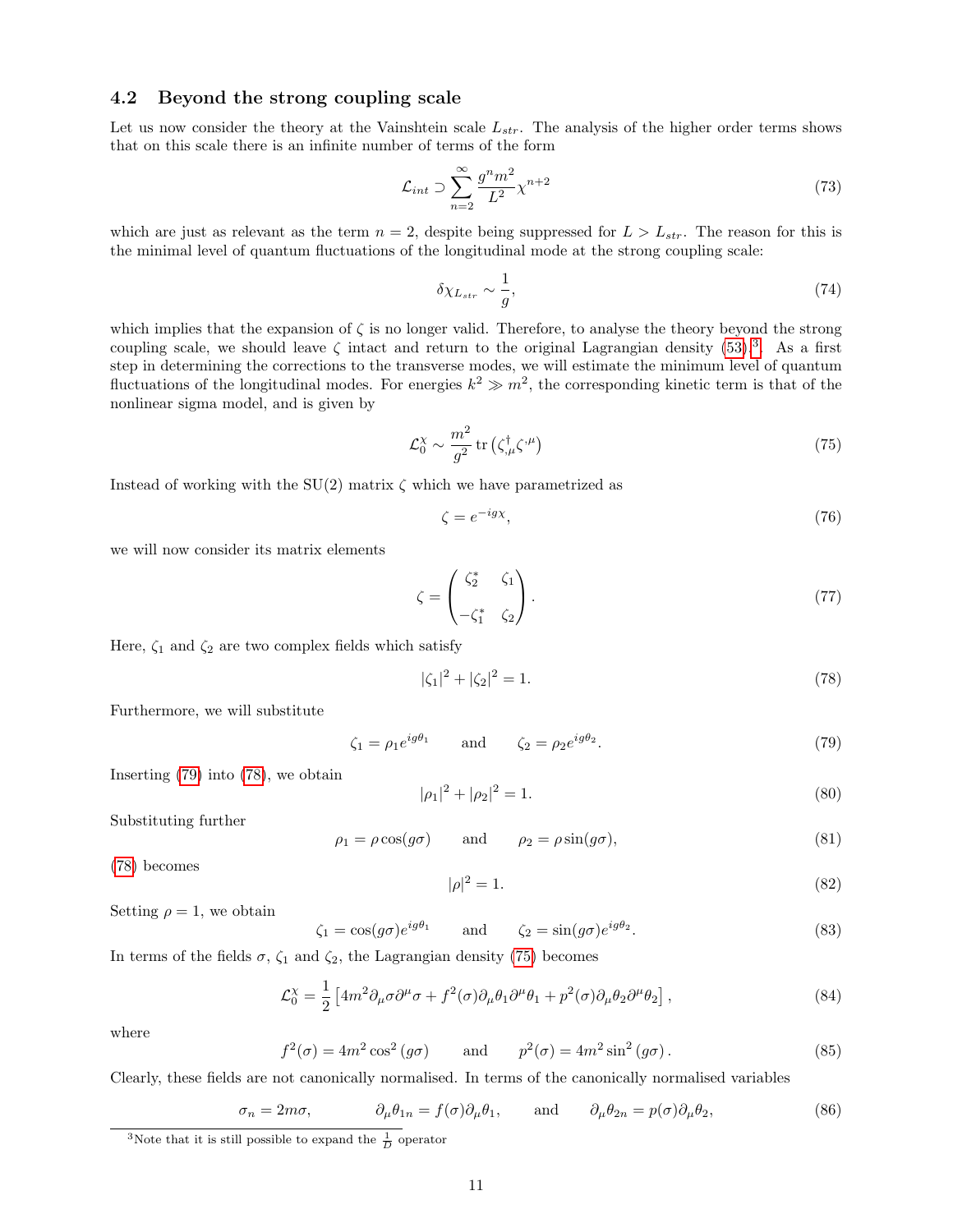### 4.2 Beyond the strong coupling scale

Let us now consider the theory at the Vainshtein scale $L_{str}$. The analysis of the higher order terms shows that on this scale there is an infinite number of terms of the form

$$\mathcal{L}_{int} \supset \sum_{n=2}^{\infty} \frac{g^n m^2}{L^2} \chi^{n+2} \tag{73}$$

which are just as relevant as the term $n = 2$, despite being suppressed for $L > L_{str}$. The reason for this is the minimal level of quantum fluctuations of the longitudinal mode at the strong coupling scale:

$$\delta\chi_{L_{str}} \sim \frac{1}{g}, \tag{74}$$

which implies that the expansion of $\zeta$ is no longer valid. Therefore, to analyse the theory beyond the strong coupling scale, we should leave $\zeta$ intact and return to the original Lagrangian density (53).[3]. As a first step in determining the corrections to the transverse modes, we will estimate the minimum level of quantum fluctuations of the longitudinal modes. For energies $k^2 \gg m^2$, the corresponding kinetic term is that of the nonlinear sigma model, and is given by

$$\mathcal{L}_0^{\chi} \sim \frac{m^2}{g^2} \operatorname{tr}\left(\zeta^{\dagger}_{,\mu}\zeta^{,\mu}\right) \tag{75}$$

Instead of working with the SU(2) matrix $\zeta$ which we have parametrized as

$$\zeta = e^{-ig\chi}, \tag{76}$$

we will now consider its matrix elements

$$\zeta = \begin{pmatrix} \zeta_2^* & \zeta_1 \\ -\zeta_1^* & \zeta_2 \end{pmatrix}. \tag{77}$$

Here, $\zeta_1$ and $\zeta_2$ are two complex fields which satisfy

$$|\zeta_1|^2 + |\zeta_2|^2 = 1. \tag{78}$$

Furthermore, we will substitute

$$\zeta_1 = \rho_1 e^{ig\theta_1} \qquad \text{and} \qquad \zeta_2 = \rho_2 e^{ig\theta_2}. \tag{79}$$

Inserting (79) into (78), we obtain

$$|\rho_1|^2 + |\rho_2|^2 = 1. \tag{80}$$

Substituting further

$$\rho_1 = \rho\cos(g\sigma) \qquad \text{and} \qquad \rho_2 = \rho\sin(g\sigma), \tag{81}$$

(78) becomes

$$|\rho|^2 = 1. \tag{82}$$

Setting $\rho = 1$, we obtain

$$\zeta_1 = \cos(g\sigma)e^{ig\theta_1} \qquad \text{and} \qquad \zeta_2 = \sin(g\sigma)e^{ig\theta_2}. \tag{83}$$

In terms of the fields $\sigma$, $\zeta_1$ and $\zeta_2$, the Lagrangian density (75) becomes

$$\mathcal{L}_0^{\chi} = \frac{1}{2}\left[4m^2\partial_\mu\sigma\partial^\mu\sigma + f^2(\sigma)\partial_\mu\theta_1\partial^\mu\theta_1 + p^2(\sigma)\partial_\mu\theta_2\partial^\mu\theta_2\right], \tag{84}$$

where

$$f^2(\sigma) = 4m^2\cos^2(g\sigma) \qquad \text{and} \qquad p^2(\sigma) = 4m^2\sin^2(g\sigma). \tag{85}$$

Clearly, these fields are not canonically normalised. In terms of the canonically normalised variables

$$\sigma_n = 2m\sigma, \qquad \partial_\mu\theta_{1n} = f(\sigma)\partial_\mu\theta_1, \qquad \text{and} \qquad \partial_\mu\theta_{2n} = p(\sigma)\partial_\mu\theta_2, \tag{86}$$

[3] Note that it is still possible to expand the $\frac{1}{D}$ operator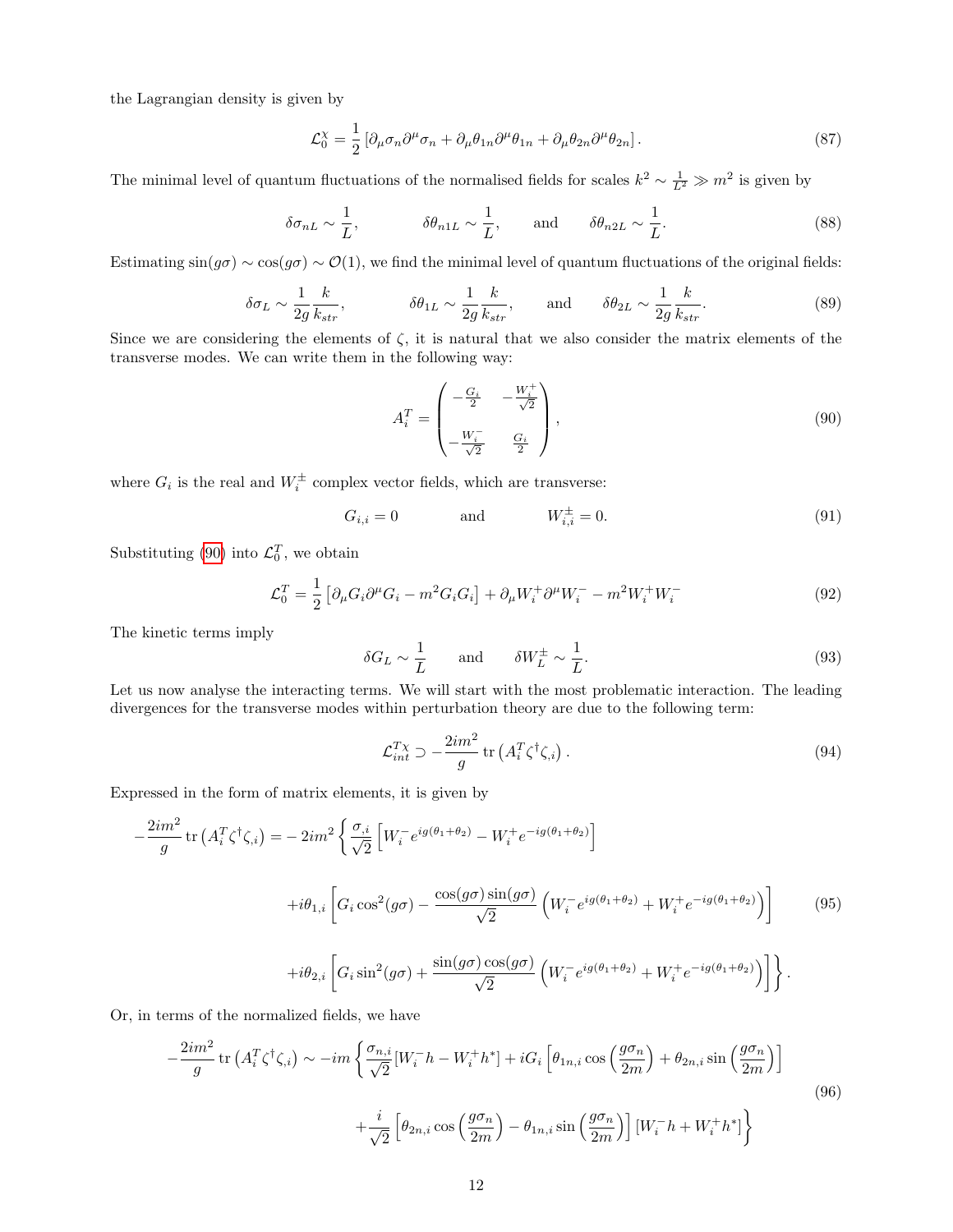the Lagrangian density is given by

$$\mathcal{L}_0^{\chi} = \frac{1}{2}\left[\partial_\mu \sigma_n \partial^\mu \sigma_n + \partial_\mu \theta_{1n} \partial^\mu \theta_{1n} + \partial_\mu \theta_{2n} \partial^\mu \theta_{2n}\right]. \tag{87}$$

The minimal level of quantum fluctuations of the normalised fields for scales $k^2 \sim \frac{1}{L^2} \gg m^2$ is given by

$$\delta\sigma_{nL} \sim \frac{1}{L}, \qquad \delta\theta_{n1L} \sim \frac{1}{L}, \qquad \text{and} \qquad \delta\theta_{n2L} \sim \frac{1}{L}. \tag{88}$$

Estimating $\sin(g\sigma) \sim \cos(g\sigma) \sim \mathcal{O}(1)$, we find the minimal level of quantum fluctuations of the original fields:

$$\delta\sigma_L \sim \frac{1}{2g}\frac{k}{k_{str}}, \qquad \delta\theta_{1L} \sim \frac{1}{2g}\frac{k}{k_{str}}, \qquad \text{and} \qquad \delta\theta_{2L} \sim \frac{1}{2g}\frac{k}{k_{str}}. \tag{89}$$

Since we are considering the elements of $\zeta$, it is natural that we also consider the matrix elements of the transverse modes. We can write them in the following way:

$$A_i^T = \begin{pmatrix} -\frac{G_i}{2} & -\frac{W_i^+}{\sqrt{2}} \\ -\frac{W_i^-}{\sqrt{2}} & \frac{G_i}{2} \end{pmatrix}, \tag{90}$$

where $G_i$ is the real and $W_i^{\pm}$ complex vector fields, which are transverse:

$$G_{i,i} = 0 \qquad \text{and} \qquad W_{i,i}^{\pm} = 0. \tag{91}$$

Substituting (90) into $\mathcal{L}_0^T$, we obtain

$$\mathcal{L}_0^T = \frac{1}{2}\left[\partial_\mu G_i \partial^\mu G_i - m^2 G_i G_i\right] + \partial_\mu W_i^+ \partial^\mu W_i^- - m^2 W_i^+ W_i^- \tag{92}$$

The kinetic terms imply

$$\delta G_L \sim \frac{1}{L} \qquad \text{and} \qquad \delta W_L^{\pm} \sim \frac{1}{L}. \tag{93}$$

Let us now analyse the interacting terms. We will start with the most problematic interaction. The leading divergences for the transverse modes within perturbation theory are due to the following term:

$$\mathcal{L}_{int}^{T\chi} \supset -\frac{2im^2}{g}\,\mathrm{tr}\left(A_i^T \zeta^\dagger \zeta_{,i}\right). \tag{94}$$

Expressed in the form of matrix elements, it is given by

$$\begin{aligned} -\frac{2im^2}{g}\,\mathrm{tr}\left(A_i^T \zeta^\dagger \zeta_{,i}\right) = &-2im^2 \left\{ \frac{\sigma_{,i}}{\sqrt{2}}\left[W_i^- e^{ig(\theta_1+\theta_2)} - W_i^+ e^{-ig(\theta_1+\theta_2)}\right] \right. \\ &+ i\theta_{1,i}\left[G_i \cos^2(g\sigma) - \frac{\cos(g\sigma)\sin(g\sigma)}{\sqrt{2}}\left(W_i^- e^{ig(\theta_1+\theta_2)} + W_i^+ e^{-ig(\theta_1+\theta_2)}\right)\right] \\ &\left. + i\theta_{2,i}\left[G_i \sin^2(g\sigma) + \frac{\sin(g\sigma)\cos(g\sigma)}{\sqrt{2}}\left(W_i^- e^{ig(\theta_1+\theta_2)} + W_i^+ e^{-ig(\theta_1+\theta_2)}\right)\right]\right\}. \end{aligned} \tag{95}$$

Or, in terms of the normalized fields, we have

$$\begin{aligned} -\frac{2im^2}{g}\,\mathrm{tr}\left(A_i^T \zeta^\dagger \zeta_{,i}\right) \sim -im &\left\{ \frac{\sigma_{n,i}}{\sqrt{2}}[W_i^- h - W_i^+ h^*] + iG_i\left[\theta_{1n,i}\cos\left(\frac{g\sigma_n}{2m}\right) + \theta_{2n,i}\sin\left(\frac{g\sigma_n}{2m}\right)\right] \right. \\ &\left. + \frac{i}{\sqrt{2}}\left[\theta_{2n,i}\cos\left(\frac{g\sigma_n}{2m}\right) - \theta_{1n,i}\sin\left(\frac{g\sigma_n}{2m}\right)\right][W_i^- h + W_i^+ h^*]\right\} \end{aligned} \tag{96}$$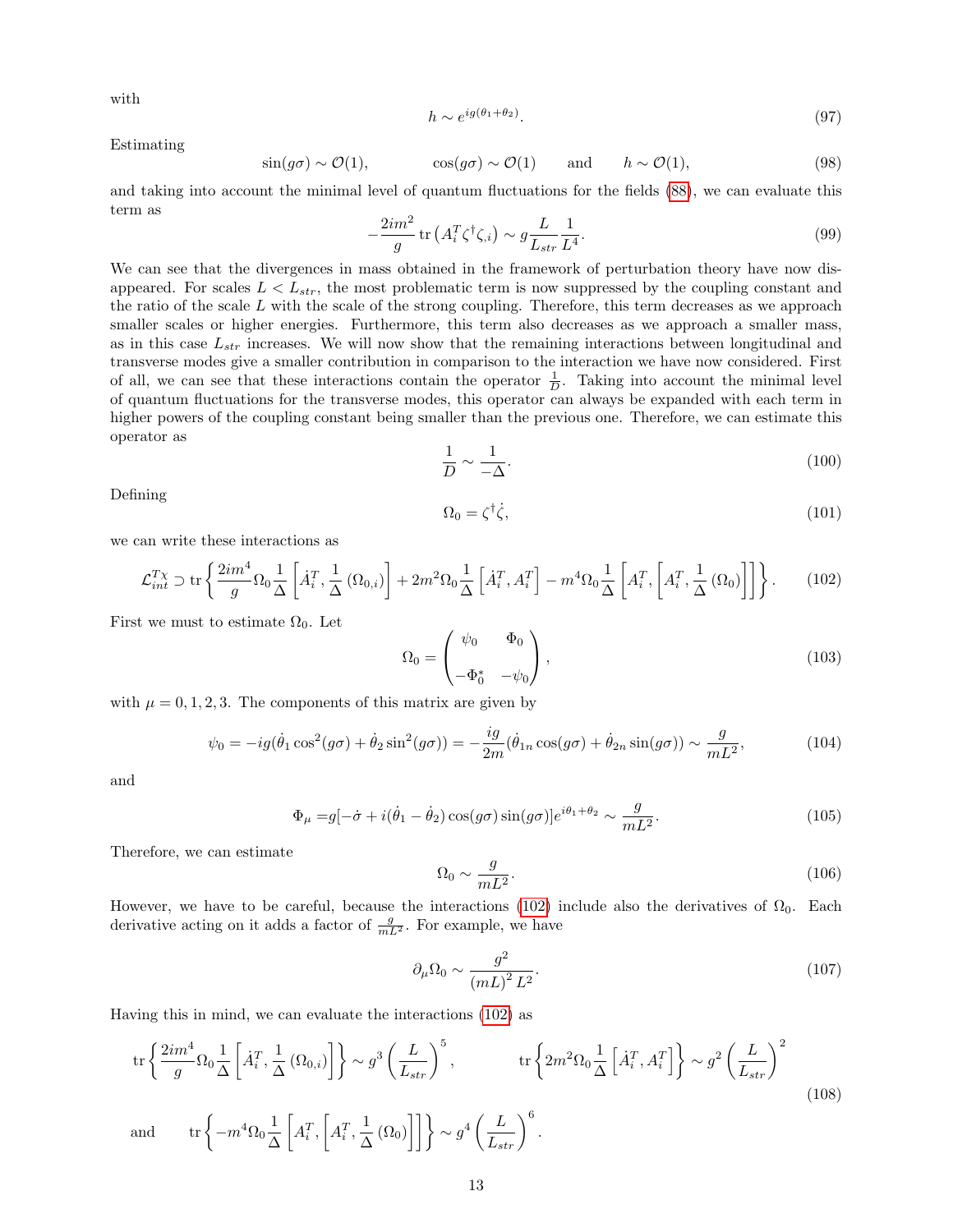with

$$h \sim e^{ig(\theta_1+\theta_2)}. \tag{97}$$

Estimating

$$\sin(g\sigma) \sim \mathcal{O}(1), \qquad \cos(g\sigma) \sim \mathcal{O}(1) \qquad \text{and} \qquad h \sim \mathcal{O}(1), \tag{98}$$

and taking into account the minimal level of quantum fluctuations for the fields (88), we can evaluate this term as

$$-\frac{2im^2}{g}\,\mathrm{tr}\left(A_i^T \zeta^\dagger \zeta_{,i}\right) \sim g\frac{L}{L_{str}}\frac{1}{L^4}. \tag{99}$$

We can see that the divergences in mass obtained in the framework of perturbation theory have now disappeared. For scales $L < L_{str}$, the most problematic term is now suppressed by the coupling constant and the ratio of the scale $L$ with the scale of the strong coupling. Therefore, this term decreases as we approach smaller scales or higher energies. Furthermore, this term also decreases as we approach a smaller mass, as in this case $L_{str}$ increases. We will now show that the remaining interactions between longitudinal and transverse modes give a smaller contribution in comparison to the interaction we have now considered. First of all, we can see that these interactions contain the operator $\frac{1}{D}$. Taking into account the minimal level of quantum fluctuations for the transverse modes, this operator can always be expanded with each term in higher powers of the coupling constant being smaller than the previous one. Therefore, we can estimate this operator as

$$\frac{1}{D} \sim \frac{1}{-\Delta}. \tag{100}$$

Defining

$$\Omega_0 = \zeta^\dagger \dot{\zeta}, \tag{101}$$

we can write these interactions as

$$\mathcal{L}_{int}^{T\chi} \supset \mathrm{tr}\left\{\frac{2im^4}{g}\Omega_0\frac{1}{\Delta}\left[\dot{A}_i^T, \frac{1}{\Delta}\left(\Omega_{0,i}\right)\right] + 2m^2\Omega_0\frac{1}{\Delta}\left[\dot{A}_i^T, A_i^T\right] - m^4\Omega_0\frac{1}{\Delta}\left[A_i^T, \left[A_i^T, \frac{1}{\Delta}\left(\Omega_0\right)\right]\right]\right\}. \tag{102}$$

First we must to estimate $\Omega_0$. Let

$$\Omega_0 = \begin{pmatrix} \psi_0 & \Phi_0 \\ -\Phi_0^* & -\psi_0 \end{pmatrix}, \tag{103}$$

with $\mu = 0, 1, 2, 3$. The components of this matrix are given by

$$\psi_0 = -ig(\dot{\theta}_1\cos^2(g\sigma) + \dot{\theta}_2\sin^2(g\sigma)) = -\frac{ig}{2m}(\dot{\theta}_{1n}\cos(g\sigma) + \dot{\theta}_{2n}\sin(g\sigma)) \sim \frac{g}{mL^2}, \tag{104}$$

and

$$\Phi_\mu = g[-\dot{\sigma} + i(\dot{\theta}_1 - \dot{\theta}_2)\cos(g\sigma)\sin(g\sigma)]e^{i\theta_1+\theta_2} \sim \frac{g}{mL^2}. \tag{105}$$

Therefore, we can estimate

$$\Omega_0 \sim \frac{g}{mL^2}. \tag{106}$$

However, we have to be careful, because the interactions (102) include also the derivatives of $\Omega_0$. Each derivative acting on it adds a factor of $\frac{g}{mL^2}$. For example, we have

$$\partial_\mu \Omega_0 \sim \frac{g^2}{(mL)^2 L^2}. \tag{107}$$

Having this in mind, we can evaluate the interactions (102) as

$$\mathrm{tr}\left\{\frac{2im^4}{g}\Omega_0\frac{1}{\Delta}\left[\dot{A}_i^T, \frac{1}{\Delta}\left(\Omega_{0,i}\right)\right]\right\} \sim g^3\left(\frac{L}{L_{str}}\right)^5, \qquad \mathrm{tr}\left\{2m^2\Omega_0\frac{1}{\Delta}\left[\dot{A}_i^T, A_i^T\right]\right\} \sim g^2\left(\frac{L}{L_{str}}\right)^2$$

$$\text{and} \qquad \mathrm{tr}\left\{-m^4\Omega_0\frac{1}{\Delta}\left[A_i^T, \left[A_i^T, \frac{1}{\Delta}\left(\Omega_0\right)\right]\right]\right\} \sim g^4\left(\frac{L}{L_{str}}\right)^6. \tag{108}$$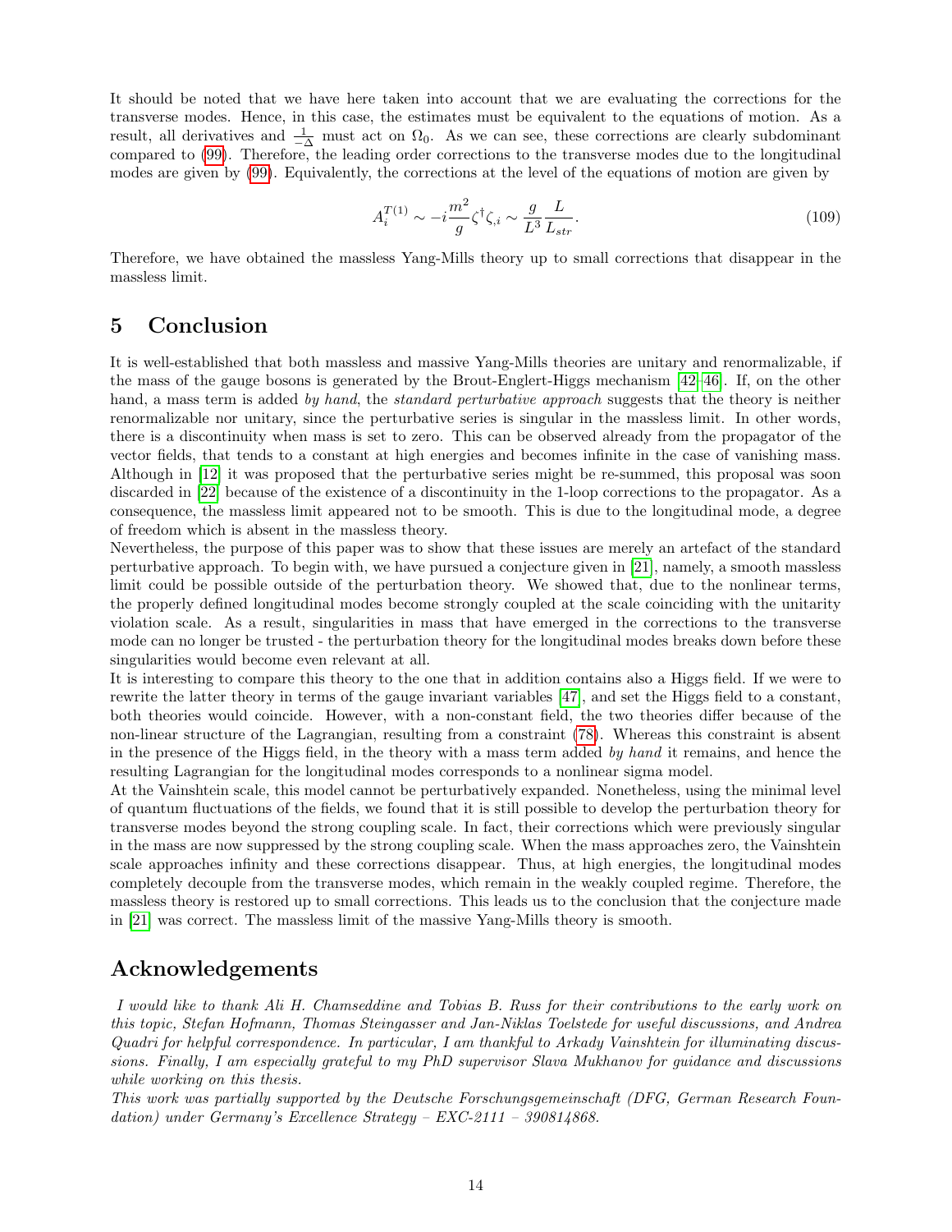It should be noted that we have here taken into account that we are evaluating the corrections for the transverse modes. Hence, in this case, the estimates must be equivalent to the equations of motion. As a result, all derivatives and $\frac{1}{-\Delta}$ must act on $\Omega_0$. As we can see, these corrections are clearly subdominant compared to (99). Therefore, the leading order corrections to the transverse modes due to the longitudinal modes are given by (99). Equivalently, the corrections at the level of the equations of motion are given by

$$A_i^{T(1)} \sim -i\frac{m^2}{g}\zeta^\dagger \zeta_{,i} \sim \frac{g}{L^3}\frac{L}{L_{str}}. \tag{109}$$

Therefore, we have obtained the massless Yang-Mills theory up to small corrections that disappear in the massless limit.

## 5 Conclusion

It is well-established that both massless and massive Yang-Mills theories are unitary and renormalizable, if the mass of the gauge bosons is generated by the Brout-Englert-Higgs mechanism [42–46]. If, on the other hand, a mass term is added *by hand*, the *standard perturbative approach* suggests that the theory is neither renormalizable nor unitary, since the perturbative series is singular in the massless limit. In other words, there is a discontinuity when mass is set to zero. This can be observed already from the propagator of the vector fields, that tends to a constant at high energies and becomes infinite in the case of vanishing mass. Although in [12] it was proposed that the perturbative series might be re-summed, this proposal was soon discarded in [22] because of the existence of a discontinuity in the 1-loop corrections to the propagator. As a consequence, the massless limit appeared not to be smooth. This is due to the longitudinal mode, a degree of freedom which is absent in the massless theory.
Nevertheless, the purpose of this paper was to show that these issues are merely an artefact of the standard perturbative approach. To begin with, we have pursued a conjecture given in [21], namely, a smooth massless limit could be possible outside of the perturbation theory. We showed that, due to the nonlinear terms, the properly defined longitudinal modes become strongly coupled at the scale coinciding with the unitarity violation scale. As a result, singularities in mass that have emerged in the corrections to the transverse mode can no longer be trusted - the perturbation theory for the longitudinal modes breaks down before these singularities would become even relevant at all.
It is interesting to compare this theory to the one that in addition contains also a Higgs field. If we were to rewrite the latter theory in terms of the gauge invariant variables [47], and set the Higgs field to a constant, both theories would coincide. However, with a non-constant field, the two theories differ because of the non-linear structure of the Lagrangian, resulting from a constraint (78). Whereas this constraint is absent in the presence of the Higgs field, in the theory with a mass term added *by hand* it remains, and hence the resulting Lagrangian for the longitudinal modes corresponds to a nonlinear sigma model.
At the Vainshtein scale, this model cannot be perturbatively expanded. Nonetheless, using the minimal level of quantum fluctuations of the fields, we found that it is still possible to develop the perturbation theory for transverse modes beyond the strong coupling scale. In fact, their corrections which were previously singular in the mass are now suppressed by the strong coupling scale. When the mass approaches zero, the Vainshtein scale approaches infinity and these corrections disappear. Thus, at high energies, the longitudinal modes completely decouple from the transverse modes, which remain in the weakly coupled regime. Therefore, the massless theory is restored up to small corrections. This leads us to the conclusion that the conjecture made in [21] was correct. The massless limit of the massive Yang-Mills theory is smooth.

## Acknowledgements

*I would like to thank Ali H. Chamseddine and Tobias B. Russ for their contributions to the early work on this topic, Stefan Hofmann, Thomas Steingasser and Jan-Niklas Toelstede for useful discussions, and Andrea Quadri for helpful correspondence. In particular, I am thankful to Arkady Vainshtein for illuminating discussions. Finally, I am especially grateful to my PhD supervisor Slava Mukhanov for guidance and discussions while working on this thesis.*
*This work was partially supported by the Deutsche Forschungsgemeinschaft (DFG, German Research Foundation) under Germany's Excellence Strategy – EXC-2111 – 390814868.*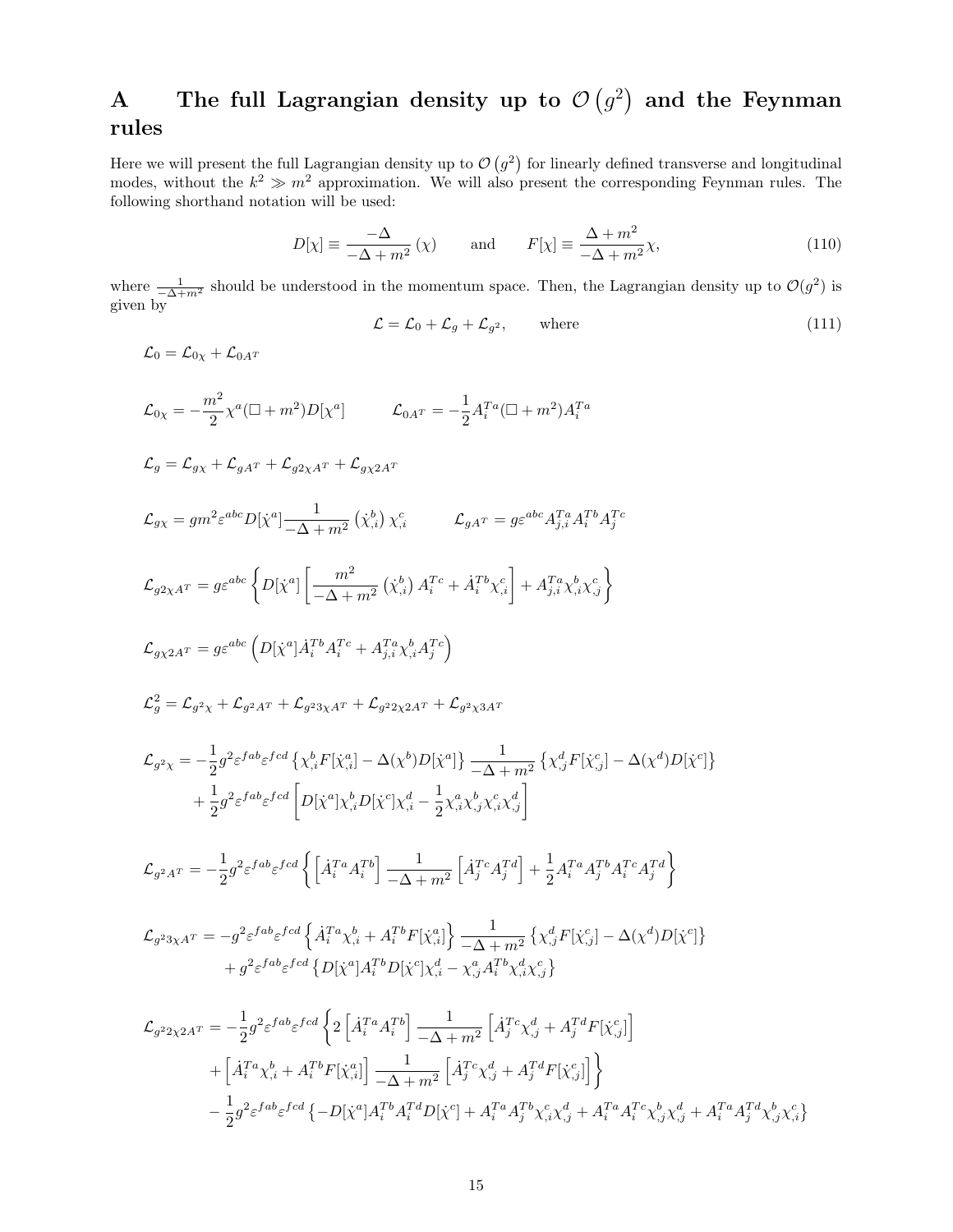# A The full Lagrangian density up to $\mathcal{O}\left(g^2\right)$ and the Feynman rules

Here we will present the full Lagrangian density up to $\mathcal{O}\left(g^2\right)$ for linearly defined transverse and longitudinal modes, without the $k^2 \gg m^2$ approximation. We will also present the corresponding Feynman rules. The following shorthand notation will be used:

$$D[\chi] \equiv \frac{-\Delta}{-\Delta+m^2}(\chi) \qquad \text{and} \qquad F[\chi] \equiv \frac{\Delta+m^2}{-\Delta+m^2}\chi, \tag{110}$$

where $\frac{1}{-\Delta+m^2}$ should be understood in the momentum space. Then, the Lagrangian density up to $\mathcal{O}(g^2)$ is given by

$$\mathcal{L} = \mathcal{L}_0 + \mathcal{L}_g + \mathcal{L}_{g^2}, \qquad \text{where} \tag{111}$$

$$\mathcal{L}_0 = \mathcal{L}_{0\chi} + \mathcal{L}_{0A^T}$$

$$\mathcal{L}_{0\chi} = -\frac{m^2}{2}\chi^a(\Box+m^2)D[\chi^a] \qquad \mathcal{L}_{0A^T} = -\frac{1}{2}A_i^{Ta}(\Box+m^2)A_i^{Ta}$$

$$\mathcal{L}_g = \mathcal{L}_{g\chi} + \mathcal{L}_{gA^T} + \mathcal{L}_{g2\chi A^T} + \mathcal{L}_{g\chi 2A^T}$$

$$\mathcal{L}_{g\chi} = gm^2\varepsilon^{abc}D[\dot{\chi}^a]\frac{1}{-\Delta+m^2}\left(\dot{\chi}^b_{,i}\right)\chi^c_{,i} \qquad \mathcal{L}_{gA^T} = g\varepsilon^{abc}A^{Ta}_{j,i}A^{Tb}_iA^{Tc}_j$$

$$\mathcal{L}_{g2\chi A^T} = g\varepsilon^{abc}\left\{D[\dot{\chi}^a]\left[\frac{m^2}{-\Delta+m^2}\left(\dot{\chi}^b_{,i}\right)A^{Tc}_i + \dot{A}^{Tb}_i\chi^c_{,i}\right] + A^{Ta}_{j,i}\chi^b_{,i}\chi^c_{,j}\right\}$$

$$\mathcal{L}_{g\chi 2A^T} = g\varepsilon^{abc}\left(D[\dot{\chi}^a]\dot{A}^{Tb}_iA^{Tc}_i + A^{Ta}_{j,i}\chi^b_{,i}A^{Tc}_j\right)$$

$$\mathcal{L}_g^2 = \mathcal{L}_{g^2\chi} + \mathcal{L}_{g^2A^T} + \mathcal{L}_{g^23\chi A^T} + \mathcal{L}_{g^22\chi 2A^T} + \mathcal{L}_{g^2\chi 3A^T}$$

$$\begin{aligned}\mathcal{L}_{g^2\chi} = &-\frac{1}{2}g^2\varepsilon^{fab}\varepsilon^{fcd}\left\{\chi^b_{,i}F[\dot{\chi}^a_{,i}] - \Delta(\chi^b)D[\dot{\chi}^a]\right\}\frac{1}{-\Delta+m^2}\left\{\chi^d_{,j}F[\dot{\chi}^c_{,j}] - \Delta(\chi^d)D[\dot{\chi}^c]\right\}\\ &+\frac{1}{2}g^2\varepsilon^{fab}\varepsilon^{fcd}\left[D[\dot{\chi}^a]\chi^b_{,i}D[\dot{\chi}^c]\chi^d_{,i} - \frac{1}{2}\chi^a_{,i}\chi^b_{,j}\chi^c_{,i}\chi^d_{,j}\right]\end{aligned}$$

$$\mathcal{L}_{g^2A^T} = -\frac{1}{2}g^2\varepsilon^{fab}\varepsilon^{fcd}\left\{\left[\dot{A}^{Ta}_iA^{Tb}_i\right]\frac{1}{-\Delta+m^2}\left[\dot{A}^{Tc}_jA^{Td}_j\right] + \frac{1}{2}A^{Ta}_iA^{Tb}_jA^{Tc}_iA^{Td}_j\right\}$$

$$\begin{aligned}\mathcal{L}_{g^23\chi A^T} = &-g^2\varepsilon^{fab}\varepsilon^{fcd}\left\{\dot{A}^{Ta}_i\chi^b_{,i} + A^{Tb}_iF[\dot{\chi}^a_{,i}]\right\}\frac{1}{-\Delta+m^2}\left\{\chi^d_{,j}F[\dot{\chi}^c_{,j}] - \Delta(\chi^d)D[\dot{\chi}^c]\right\}\\ &+g^2\varepsilon^{fab}\varepsilon^{fcd}\left\{D[\dot{\chi}^a]A^{Tb}_iD[\dot{\chi}^c]\chi^d_{,i} - \chi^a_{,j}A^{Tb}_i\chi^d_{,i}\chi^c_{,j}\right\}\end{aligned}$$

$$\begin{aligned}\mathcal{L}_{g^22\chi 2A^T} = &-\frac{1}{2}g^2\varepsilon^{fab}\varepsilon^{fcd}\left\{2\left[\dot{A}^{Ta}_iA^{Tb}_i\right]\frac{1}{-\Delta+m^2}\left[\dot{A}^{Tc}_j\chi^d_{,j} + A^{Td}_jF[\dot{\chi}^c_{,j}]\right]\right.\\ &\left.+\left[\dot{A}^{Ta}_i\chi^b_{,i} + A^{Tb}_iF[\dot{\chi}^a_{,i}]\right]\frac{1}{-\Delta+m^2}\left[\dot{A}^{Tc}_j\chi^d_{,j} + A^{Td}_jF[\dot{\chi}^c_{,j}]\right]\right\}\\ &-\frac{1}{2}g^2\varepsilon^{fab}\varepsilon^{fcd}\left\{-D[\dot{\chi}^a]A^{Tb}_iA^{Td}_iD[\dot{\chi}^c] + A^{Ta}_iA^{Tb}_j\chi^c_{,i}\chi^d_{,j} + A^{Ta}_iA^{Tc}_i\chi^b_{,j}\chi^d_{,j} + A^{Ta}_iA^{Td}_j\chi^b_{,j}\chi^c_{,i}\right\}\end{aligned}$$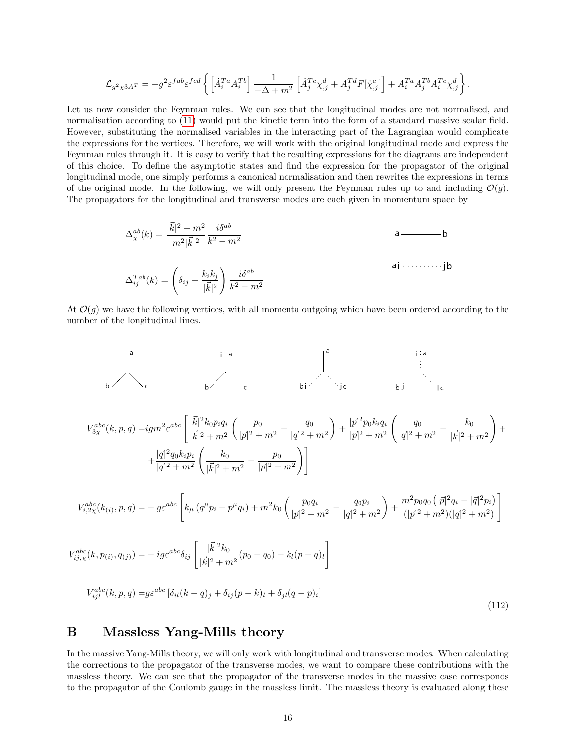$$\mathcal{L}_{g^2\chi 3A^T} = -g^2\varepsilon^{fab}\varepsilon^{fcd}\left\{\left[\dot{A}_i^{Ta}A_i^{Tb}\right]\frac{1}{-\Delta+m^2}\left[\dot{A}_j^{Tc}\chi^d_{,j}+A_j^{Td}F[\dot{\chi}^c_{,j}]\right]+A_i^{Ta}A_j^{Tb}A_i^{Tc}\chi^d_{,j}\right\}.$$

Let us now consider the Feynman rules. We can see that the longitudinal modes are not normalised, and normalisation according to (11) would put the kinetic term into the form of a standard massive scalar field. However, substituting the normalised variables in the interacting part of the Lagrangian would complicate the expressions for the vertices. Therefore, we will work with the original longitudinal mode and express the Feynman rules through it. It is easy to verify that the resulting expressions for the diagrams are independent of this choice. To define the asymptotic states and find the expression for the propagator of the original longitudinal mode, one simply performs a canonical normalisation and then rewrites the expressions in terms of the original mode. In the following, we will only present the Feynman rules up to and including $\mathcal{O}(g)$. The propagators for the longitudinal and transverse modes are each given in momentum space by

$$\Delta_\chi^{ab}(k) = \frac{|\vec{k}|^2+m^2}{m^2|\vec{k}|^2}\frac{i\delta^{ab}}{k^2-m^2}$$

$$\Delta_{ij}^{Tab}(k) = \left(\delta_{ij}-\frac{k_ik_j}{|\vec{k}|^2}\right)\frac{i\delta^{ab}}{k^2-m^2}$$

At $\mathcal{O}(g)$ we have the following vertices, with all momenta outgoing which have been ordered according to the number of the longitudinal lines.

$$\begin{aligned}
V_{3\chi}^{abc}(k,p,q) =& igm^2\varepsilon^{abc}\left[\frac{|\vec{k}|^2k_0p_iq_i}{|\vec{k}|^2+m^2}\left(\frac{p_0}{|\vec{p}|^2+m^2}-\frac{q_0}{|\vec{q}|^2+m^2}\right)+\frac{|\vec{p}|^2p_0k_iq_i}{|\vec{p}|^2+m^2}\left(\frac{q_0}{|\vec{q}|^2+m^2}-\frac{k_0}{|\vec{k}|^2+m^2}\right)+\right.\\
&\left.+\frac{|\vec{q}|^2q_0k_ip_i}{|\vec{q}|^2+m^2}\left(\frac{k_0}{|\vec{k}|^2+m^2}-\frac{p_0}{|\vec{p}|^2+m^2}\right)\right]\\
V_{i,2\chi}^{abc}(k_{(i)},p,q) =& -g\varepsilon^{abc}\left[k_\mu\left(q^\mu p_i-p^\mu q_i\right)+m^2k_0\left(\frac{p_0q_i}{|\vec{p}|^2+m^2}-\frac{q_0p_i}{|\vec{q}|^2+m^2}\right)+\frac{m^2p_0q_0\left(|\vec{p}|^2q_i-|\vec{q}|^2p_i\right)}{(|\vec{p}|^2+m^2)(|\vec{q}|^2+m^2)}\right]\\
V_{ij,\chi}^{abc}(k,p_{(i)},q_{(j)}) =& -ig\varepsilon^{abc}\delta_{ij}\left[\frac{|\vec{k}|^2k_0}{|\vec{k}|^2+m^2}(p_0-q_0)-k_l(p-q)_l\right]\\
V_{ijl}^{abc}(k,p,q) =& g\varepsilon^{abc}\left[\delta_{il}(k-q)_j+\delta_{ij}(p-k)_l+\delta_{jl}(q-p)_i\right]
\end{aligned} \tag{112}$$

# B Massless Yang-Mills theory

In the massive Yang-Mills theory, we will only work with longitudinal and transverse modes. When calculating the corrections to the propagator of the transverse modes, we want to compare these contributions with the massless theory. We can see that the propagator of the transverse modes in the massive case corresponds to the propagator of the Coulomb gauge in the massless limit. The massless theory is evaluated along these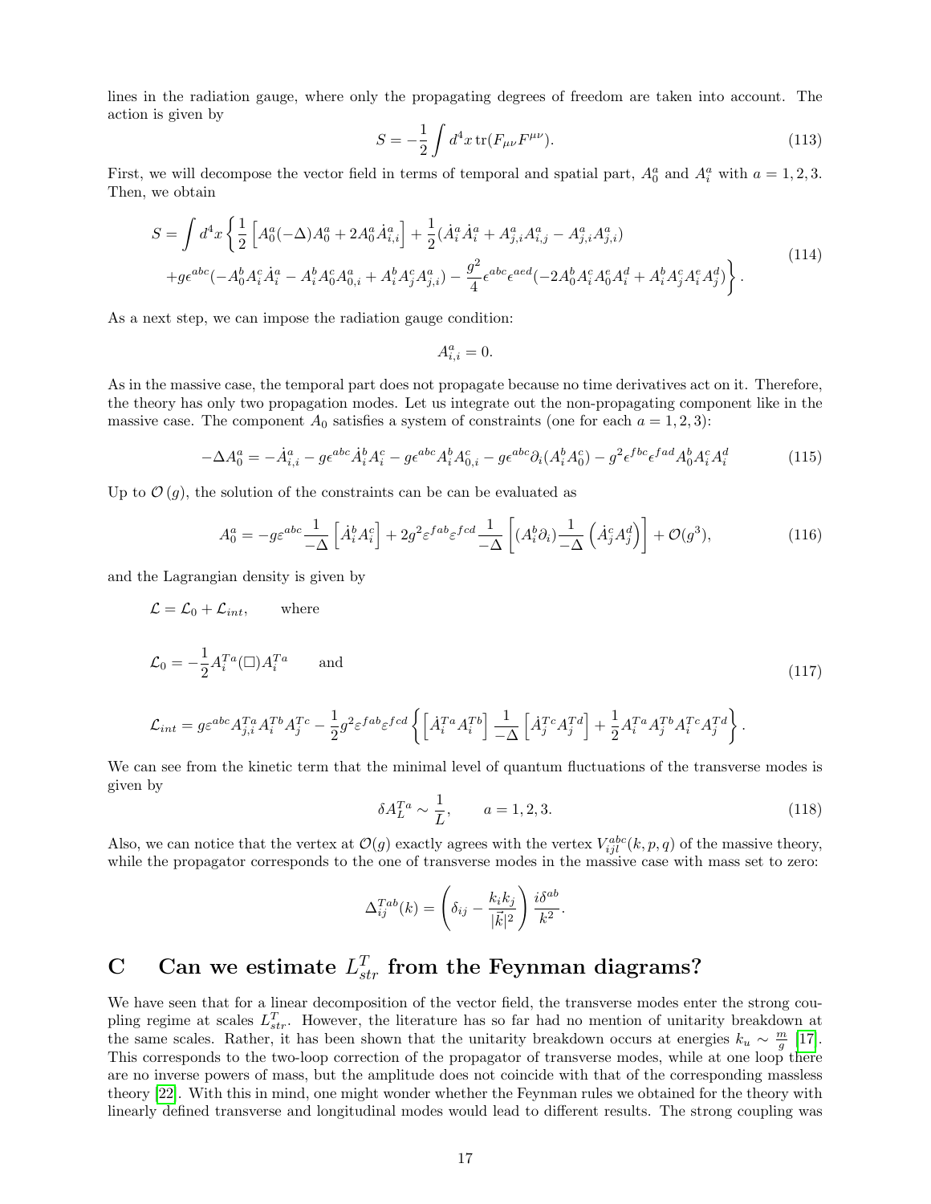lines in the radiation gauge, where only the propagating degrees of freedom are taken into account. The action is given by

$$S = -\frac{1}{2}\int d^4x \, \mathrm{tr}(F_{\mu\nu}F^{\mu\nu}). \tag{113}$$

First, we will decompose the vector field in terms of temporal and spatial part, $A_0^a$ and $A_i^a$ with $a = 1, 2, 3$. Then, we obtain

$$\begin{aligned} S = \int d^4x \Bigg\{ & \frac{1}{2}\left[A_0^a(-\Delta)A_0^a + 2A_0^a\dot{A}_{i,i}^a\right] + \frac{1}{2}(\dot{A}_i^a\dot{A}_i^a + A_{j,i}^a A_{i,j}^a - A_{j,i}^a A_{j,i}^a) \\ & + g\epsilon^{abc}(-A_0^b A_i^c \dot{A}_i^a - A_i^b A_0^c A_{0,i}^a + A_i^b A_j^c A_{j,i}^a) - \frac{g^2}{4}\epsilon^{abc}\epsilon^{aed}(-2A_0^b A_i^c A_0^e A_i^d + A_i^b A_j^c A_i^e A_j^d)\Bigg\}. \end{aligned} \tag{114}$$

As a next step, we can impose the radiation gauge condition:

$$A_{i,i}^a = 0.$$

As in the massive case, the temporal part does not propagate because no time derivatives act on it. Therefore, the theory has only two propagation modes. Let us integrate out the non-propagating component like in the massive case. The component $A_0$ satisfies a system of constraints (one for each $a = 1, 2, 3$):

$$-\Delta A_0^a = -\dot{A}_{i,i}^a - g\epsilon^{abc}\dot{A}_i^b A_i^c - g\epsilon^{abc}A_i^b A_{0,i}^c - g\epsilon^{abc}\partial_i(A_i^b A_0^c) - g^2\epsilon^{fbc}\epsilon^{fad}A_0^b A_i^c A_i^d \tag{115}$$

Up to $\mathcal{O}(g)$, the solution of the constraints can be can be evaluated as

$$A_0^a = -g\varepsilon^{abc}\frac{1}{-\Delta}\left[\dot{A}_i^b A_i^c\right] + 2g^2\varepsilon^{fab}\varepsilon^{fcd}\frac{1}{-\Delta}\left[(A_i^b\partial_i)\frac{1}{-\Delta}\left(\dot{A}_j^c A_j^d\right)\right] + \mathcal{O}(g^3), \tag{116}$$

and the Lagrangian density is given by

$$\begin{aligned} &\mathcal{L} = \mathcal{L}_0 + \mathcal{L}_{int}, \qquad \text{where} \\ &\mathcal{L}_0 = -\frac{1}{2}A_i^{Ta}(\Box)A_i^{Ta} \qquad \text{and} \\ &\mathcal{L}_{int} = g\varepsilon^{abc}A_{j,i}^{Ta}A_i^{Tb}A_j^{Tc} - \frac{1}{2}g^2\varepsilon^{fab}\varepsilon^{fcd}\left\{\left[\dot{A}_i^{Ta}A_i^{Tb}\right]\frac{1}{-\Delta}\left[\dot{A}_j^{Tc}A_j^{Td}\right] + \frac{1}{2}A_i^{Ta}A_j^{Tb}A_i^{Tc}A_j^{Td}\right\}. \end{aligned} \tag{117}$$

We can see from the kinetic term that the minimal level of quantum fluctuations of the transverse modes is given by

$$\delta A_L^{Ta} \sim \frac{1}{L}, \qquad a = 1, 2, 3. \tag{118}$$

Also, we can notice that the vertex at $\mathcal{O}(g)$ exactly agrees with the vertex $V_{ijl}^{abc}(k, p, q)$ of the massive theory, while the propagator corresponds to the one of transverse modes in the massive case with mass set to zero:

$$\Delta_{ij}^{Tab}(k) = \left(\delta_{ij} - \frac{k_i k_j}{|\vec{k}|^2}\right)\frac{i\delta^{ab}}{k^2}.$$

# C Can we estimate $L_{str}^T$ from the Feynman diagrams?

We have seen that for a linear decomposition of the vector field, the transverse modes enter the strong coupling regime at scales $L_{str}^T$. However, the literature has so far had no mention of unitarity breakdown at the same scales. Rather, it has been shown that the unitarity breakdown occurs at energies $k_u \sim \frac{m}{g}$ [17]. This corresponds to the two-loop correction of the propagator of transverse modes, while at one loop there are no inverse powers of mass, but the amplitude does not coincide with that of the corresponding massless theory [22]. With this in mind, one might wonder whether the Feynman rules we obtained for the theory with linearly defined transverse and longitudinal modes would lead to different results. The strong coupling was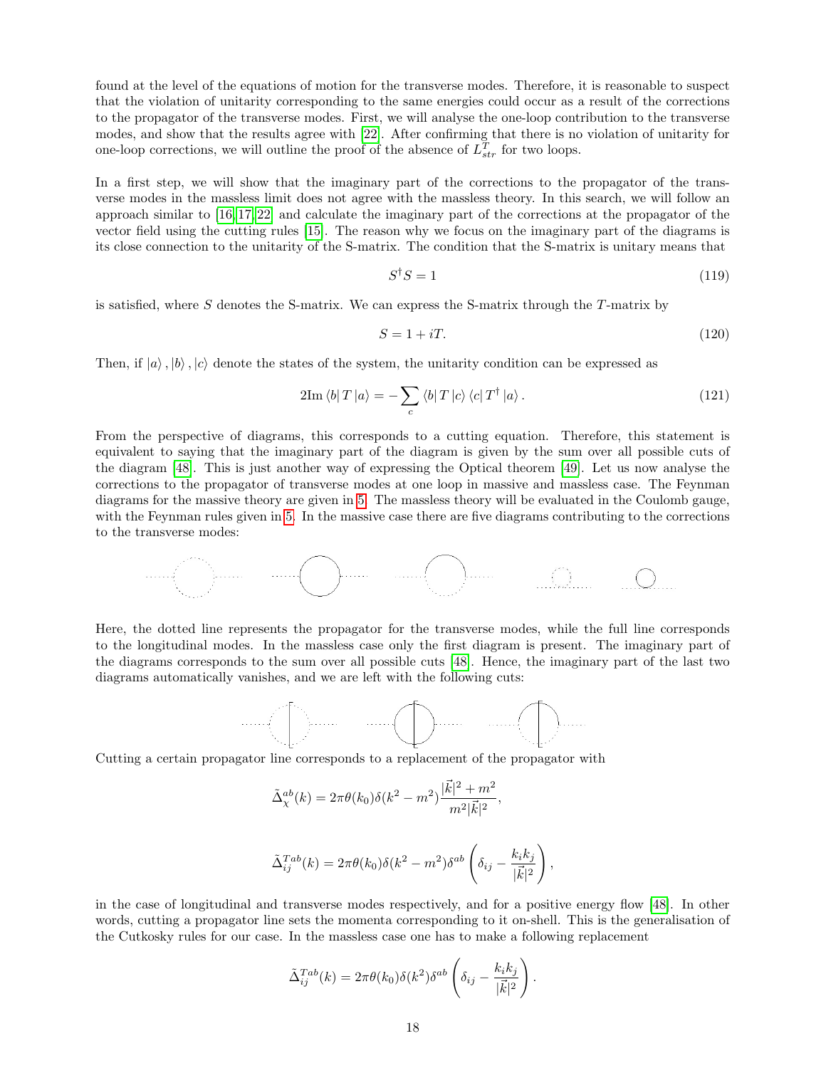found at the level of the equations of motion for the transverse modes. Therefore, it is reasonable to suspect that the violation of unitarity corresponding to the same energies could occur as a result of the corrections to the propagator of the transverse modes. First, we will analyse the one-loop contribution to the transverse modes, and show that the results agree with [22]. After confirming that there is no violation of unitarity for one-loop corrections, we will outline the proof of the absence of $L^T_{str}$ for two loops.

In a first step, we will show that the imaginary part of the corrections to the propagator of the transverse modes in the massless limit does not agree with the massless theory. In this search, we will follow an approach similar to [16, 17, 22] and calculate the imaginary part of the corrections at the propagator of the vector field using the cutting rules [15]. The reason why we focus on the imaginary part of the diagrams is its close connection to the unitarity of the S-matrix. The condition that the S-matrix is unitary means that

$$S^\dagger S = 1 \tag{119}$$

is satisfied, where $S$ denotes the S-matrix. We can express the S-matrix through the $T$-matrix by

$$S = 1 + iT. \tag{120}$$

Then, if $|a\rangle, |b\rangle, |c\rangle$ denote the states of the system, the unitarity condition can be expressed as

$$2\text{Im}\,\langle b|\, T \,|a\rangle = -\sum_c \langle b|\, T\, |c\rangle \langle c|\, T^\dagger \,|a\rangle\,. \tag{121}$$

From the perspective of diagrams, this corresponds to a cutting equation. Therefore, this statement is equivalent to saying that the imaginary part of the diagram is given by the sum over all possible cuts of the diagram [48]. This is just another way of expressing the Optical theorem [49]. Let us now analyse the corrections to the propagator of transverse modes at one loop in massive and massless case. The Feynman diagrams for the massive theory are given in 5. The massless theory will be evaluated in the Coulomb gauge, with the Feynman rules given in 5. In the massive case there are five diagrams contributing to the corrections to the transverse modes:

Here, the dotted line represents the propagator for the transverse modes, while the full line corresponds to the longitudinal modes. In the massless case only the first diagram is present. The imaginary part of the diagrams corresponds to the sum over all possible cuts [48]. Hence, the imaginary part of the last two diagrams automatically vanishes, and we are left with the following cuts:

Cutting a certain propagator line corresponds to a replacement of the propagator with

$$\tilde{\Delta}^{ab}_{\chi}(k) = 2\pi\theta(k_0)\delta(k^2 - m^2)\frac{|\vec{k}|^2 + m^2}{m^2|\vec{k}|^2},$$

$$\tilde{\Delta}^{Tab}_{ij}(k) = 2\pi\theta(k_0)\delta(k^2 - m^2)\delta^{ab}\left(\delta_{ij} - \frac{k_i k_j}{|\vec{k}|^2}\right),$$

in the case of longitudinal and transverse modes respectively, and for a positive energy flow [48]. In other words, cutting a propagator line sets the momenta corresponding to it on-shell. This is the generalisation of the Cutkosky rules for our case. In the massless case one has to make a following replacement

$$\tilde{\Delta}^{Tab}_{ij}(k) = 2\pi\theta(k_0)\delta(k^2)\delta^{ab}\left(\delta_{ij} - \frac{k_i k_j}{|\vec{k}|^2}\right).$$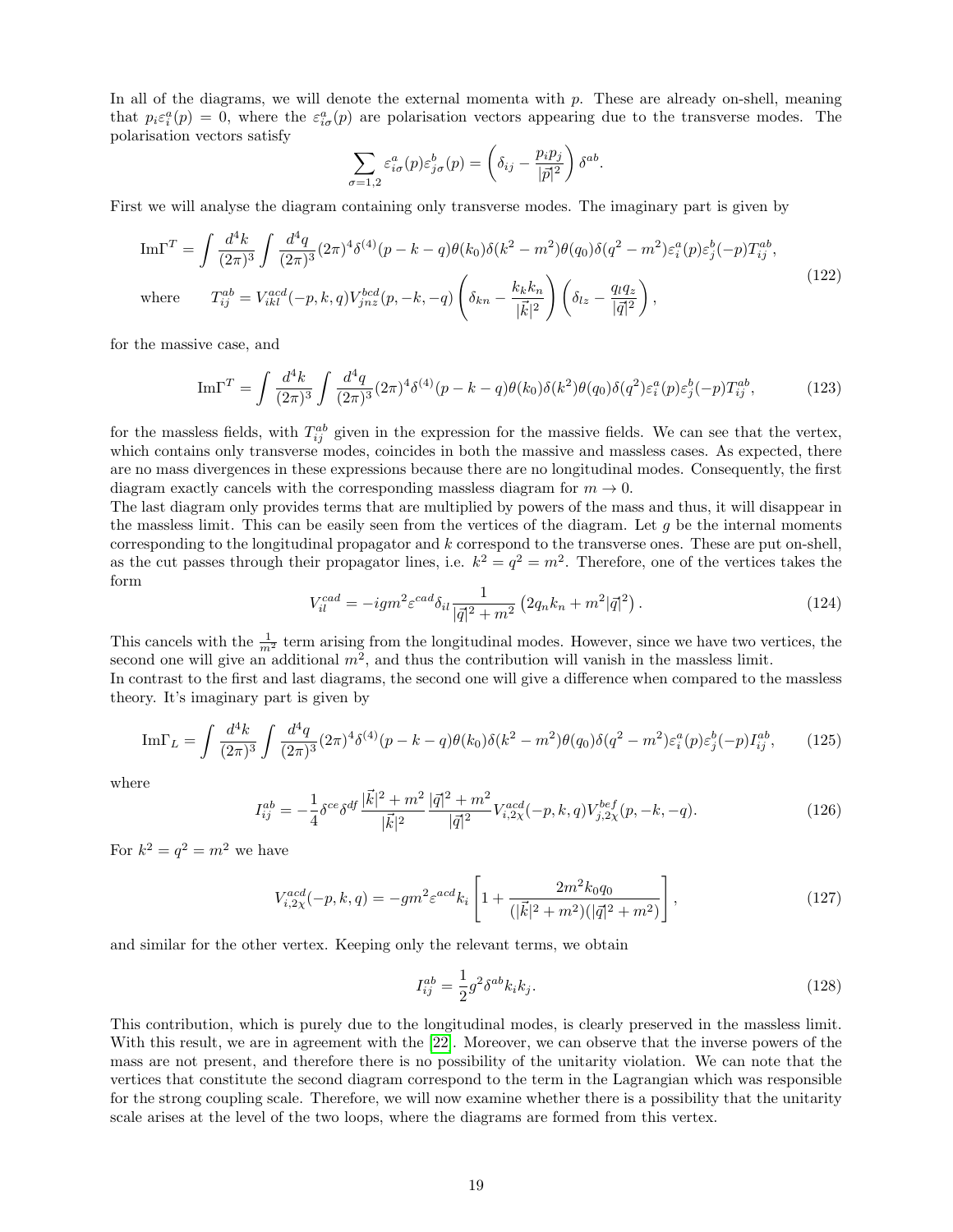In all of the diagrams, we will denote the external momenta with $p$. These are already on-shell, meaning that $p_i \varepsilon_i^a(p) = 0$, where the $\varepsilon_{i\sigma}^a(p)$ are polarisation vectors appearing due to the transverse modes. The polarisation vectors satisfy

$$\sum_{\sigma=1,2} \varepsilon_{i\sigma}^a(p)\varepsilon_{j\sigma}^b(p) = \left(\delta_{ij} - \frac{p_i p_j}{|\vec{p}|^2}\right)\delta^{ab}.$$

First we will analyse the diagram containing only transverse modes. The imaginary part is given by

$$\begin{aligned}
\mathrm{Im}\Gamma^T &= \int \frac{d^4k}{(2\pi)^3}\int \frac{d^4q}{(2\pi)^3}(2\pi)^4\delta^{(4)}(p-k-q)\theta(k_0)\delta(k^2-m^2)\theta(q_0)\delta(q^2-m^2)\varepsilon_i^a(p)\varepsilon_j^b(-p)T_{ij}^{ab},\\
\text{where}\qquad T_{ij}^{ab} &= V_{ikl}^{acd}(-p,k,q)V_{jnz}^{bcd}(p,-k,-q)\left(\delta_{kn} - \frac{k_k k_n}{|\vec{k}|^2}\right)\left(\delta_{lz} - \frac{q_l q_z}{|\vec{q}|^2}\right),
\end{aligned} \tag{122}$$

for the massive case, and

$$\mathrm{Im}\Gamma^T = \int \frac{d^4k}{(2\pi)^3}\int \frac{d^4q}{(2\pi)^3}(2\pi)^4\delta^{(4)}(p-k-q)\theta(k_0)\delta(k^2)\theta(q_0)\delta(q^2)\varepsilon_i^a(p)\varepsilon_j^b(-p)T_{ij}^{ab}, \tag{123}$$

for the massless fields, with $T_{ij}^{ab}$ given in the expression for the massive fields. We can see that the vertex, which contains only transverse modes, coincides in both the massive and massless cases. As expected, there are no mass divergences in these expressions because there are no longitudinal modes. Consequently, the first diagram exactly cancels with the corresponding massless diagram for $m \to 0$.

The last diagram only provides terms that are multiplied by powers of the mass and thus, it will disappear in the massless limit. This can be easily seen from the vertices of the diagram. Let $g$ be the internal moments corresponding to the longitudinal propagator and $k$ correspond to the transverse ones. These are put on-shell, as the cut passes through their propagator lines, i.e. $k^2 = q^2 = m^2$. Therefore, one of the vertices takes the form

$$V_{il}^{cad} = -igm^2\varepsilon^{cad}\delta_{il}\frac{1}{|\vec{q}|^2+m^2}\left(2q_n k_n + m^2|\vec{q}|^2\right). \tag{124}$$

This cancels with the $\frac{1}{m^2}$ term arising from the longitudinal modes. However, since we have two vertices, the second one will give an additional $m^2$, and thus the contribution will vanish in the massless limit.

In contrast to the first and last diagrams, the second one will give a difference when compared to the massless theory. It's imaginary part is given by

$$\mathrm{Im}\Gamma_L = \int \frac{d^4k}{(2\pi)^3}\int \frac{d^4q}{(2\pi)^3}(2\pi)^4\delta^{(4)}(p-k-q)\theta(k_0)\delta(k^2-m^2)\theta(q_0)\delta(q^2-m^2)\varepsilon_i^a(p)\varepsilon_j^b(-p)I_{ij}^{ab}, \tag{125}$$

where

$$I_{ij}^{ab} = -\frac{1}{4}\delta^{ce}\delta^{df}\frac{|\vec{k}|^2+m^2}{|\vec{k}|^2}\frac{|\vec{q}|^2+m^2}{|\vec{q}|^2}V_{i,2\chi}^{acd}(-p,k,q)V_{j,2\chi}^{bef}(p,-k,-q). \tag{126}$$

For $k^2 = q^2 = m^2$ we have

$$V_{i,2\chi}^{acd}(-p,k,q) = -gm^2\varepsilon^{acd}k_i\left[1 + \frac{2m^2k_0q_0}{(|\vec{k}|^2+m^2)(|\vec{q}|^2+m^2)}\right], \tag{127}$$

and similar for the other vertex. Keeping only the relevant terms, we obtain

$$I_{ij}^{ab} = \frac{1}{2}g^2\delta^{ab}k_ik_j. \tag{128}$$

This contribution, which is purely due to the longitudinal modes, is clearly preserved in the massless limit. With this result, we are in agreement with the [22]. Moreover, we can observe that the inverse powers of the mass are not present, and therefore there is no possibility of the unitarity violation. We can note that the vertices that constitute the second diagram correspond to the term in the Lagrangian which was responsible for the strong coupling scale. Therefore, we will now examine whether there is a possibility that the unitarity scale arises at the level of the two loops, where the diagrams are formed from this vertex.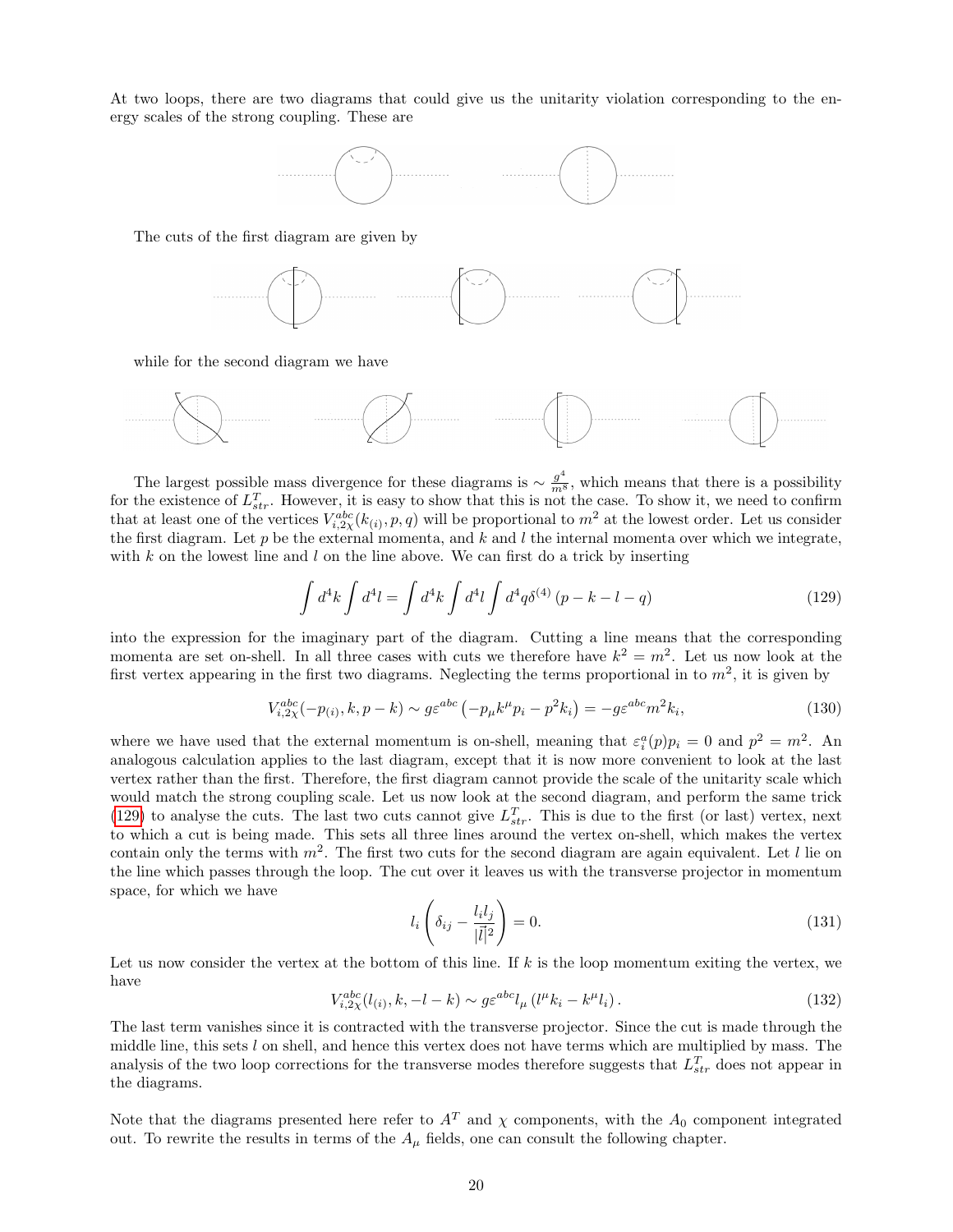At two loops, there are two diagrams that could give us the unitarity violation corresponding to the energy scales of the strong coupling. These are

The cuts of the first diagram are given by

while for the second diagram we have

The largest possible mass divergence for these diagrams is $\sim \frac{g^4}{m^8}$, which means that there is a possibility for the existence of $L^T_{str}$. However, it is easy to show that this is not the case. To show it, we need to confirm that at least one of the vertices $V^{abc}_{i,2\chi}(k_{(i)}, p, q)$ will be proportional to $m^2$ at the lowest order. Let us consider the first diagram. Let $p$ be the external momenta, and $k$ and $l$ the internal momenta over which we integrate, with $k$ on the lowest line and $l$ on the line above. We can first do a trick by inserting

$$\int d^4k \int d^4l = \int d^4k \int d^4l \int d^4q \delta^{(4)}(p - k - l - q) \tag{129}$$

into the expression for the imaginary part of the diagram. Cutting a line means that the corresponding momenta are set on-shell. In all three cases with cuts we therefore have $k^2 = m^2$. Let us now look at the first vertex appearing in the first two diagrams. Neglecting the terms proportional in to $m^2$, it is given by

$$V^{abc}_{i,2\chi}(-p_{(i)}, k, p - k) \sim g\varepsilon^{abc}\left(-p_\mu k^\mu p_i - p^2 k_i\right) = -g\varepsilon^{abc}m^2 k_i, \tag{130}$$

where we have used that the external momentum is on-shell, meaning that $\varepsilon^a_i(p)p_i = 0$ and $p^2 = m^2$. An analogous calculation applies to the last diagram, except that it is now more convenient to look at the last vertex rather than the first. Therefore, the first diagram cannot provide the scale of the unitarity scale which would match the strong coupling scale. Let us now look at the second diagram, and perform the same trick (129) to analyse the cuts. The last two cuts cannot give $L^T_{str}$. This is due to the first (or last) vertex, next to which a cut is being made. This sets all three lines around the vertex on-shell, which makes the vertex contain only the terms with $m^2$. The first two cuts for the second diagram are again equivalent. Let $l$ lie on the line which passes through the loop. The cut over it leaves us with the transverse projector in momentum space, for which we have

$$l_i\left(\delta_{ij} - \frac{l_i l_j}{|\vec{l}|^2}\right) = 0. \tag{131}$$

Let us now consider the vertex at the bottom of this line. If $k$ is the loop momentum exiting the vertex, we have

$$V^{abc}_{i,2\chi}(l_{(i)}, k, -l - k) \sim g\varepsilon^{abc}l_\mu\left(l^\mu k_i - k^\mu l_i\right). \tag{132}$$

The last term vanishes since it is contracted with the transverse projector. Since the cut is made through the middle line, this sets $l$ on shell, and hence this vertex does not have terms which are multiplied by mass. The analysis of the two loop corrections for the transverse modes therefore suggests that $L^T_{str}$ does not appear in the diagrams.

Note that the diagrams presented here refer to $A^T$ and $\chi$ components, with the $A_0$ component integrated out. To rewrite the results in terms of the $A_\mu$ fields, one can consult the following chapter.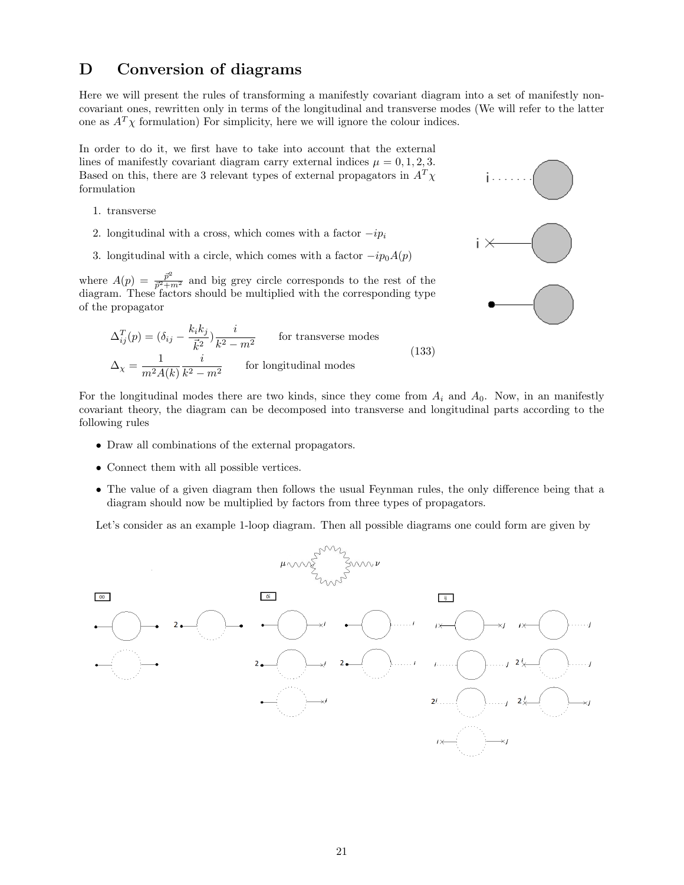# D Conversion of diagrams

Here we will present the rules of transforming a manifestly covariant diagram into a set of manifestly non-covariant ones, rewritten only in terms of the longitudinal and transverse modes (We will refer to the latter one as $A^T\chi$ formulation) For simplicity, here we will ignore the colour indices.

In order to do it, we first have to take into account that the external lines of manifestly covariant diagram carry external indices $\mu = 0, 1, 2, 3$. Based on this, there are 3 relevant types of external propagators in $A^T\chi$ formulation

1. transverse
2. longitudinal with a cross, which comes with a factor $-ip_i$
3. longitudinal with a circle, which comes with a factor $-ip_0 A(p)$

where $A(p) = \frac{\vec{p}^2}{\vec{p}^2+m^2}$ and big grey circle corresponds to the rest of the diagram. These factors should be multiplied with the corresponding type of the propagator

$$
\begin{aligned}
\Delta^T_{ij}(p) &= (\delta_{ij} - \frac{k_i k_j}{\vec{k}^2})\frac{i}{k^2 - m^2} \qquad \text{for transverse modes} \\
\Delta_\chi &= \frac{1}{m^2 A(k)}\frac{i}{k^2 - m^2} \qquad \text{for longitudinal modes}
\end{aligned}
\tag{133}
$$

For the longitudinal modes there are two kinds, since they come from $A_i$ and $A_0$. Now, in an manifestly covariant theory, the diagram can be decomposed into transverse and longitudinal parts according to the following rules

- Draw all combinations of the external propagators.
- Connect them with all possible vertices.
- The value of a given diagram then follows the usual Feynman rules, the only difference being that a diagram should now be multiplied by factors from three types of propagators.

Let's consider as an example 1-loop diagram. Then all possible diagrams one could form are given by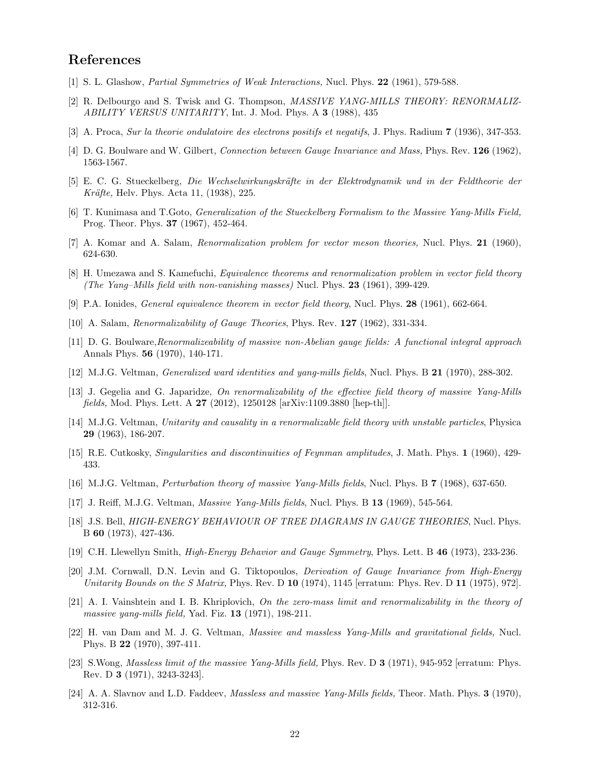## References

[1] S. L. Glashow, *Partial Symmetries of Weak Interactions,* Nucl. Phys. **22** (1961), 579-588.

[2] R. Delbourgo and S. Twisk and G. Thompson, *MASSIVE YANG-MILLS THEORY: RENORMALIZABILITY VERSUS UNITARITY*, Int. J. Mod. Phys. A **3** (1988), 435

[3] A. Proca, *Sur la theorie ondulatoire des electrons positifs et negatifs*, J. Phys. Radium **7** (1936), 347-353.

[4] D. G. Boulware and W. Gilbert, *Connection between Gauge Invariance and Mass,* Phys. Rev. **126** (1962), 1563-1567.

[5] E. C. G. Stueckelberg, *Die Wechselwirkungskräfte in der Elektrodynamik und in der Feldtheorie der Kräfte,* Helv. Phys. Acta 11, (1938), 225.

[6] T. Kunimasa and T.Goto, *Generalization of the Stueckelberg Formalism to the Massive Yang-Mills Field,* Prog. Theor. Phys. **37** (1967), 452-464.

[7] A. Komar and A. Salam, *Renormalization problem for vector meson theories,* Nucl. Phys. **21** (1960), 624-630.

[8] H. Umezawa and S. Kamefuchi, *Equivalence theorems and renormalization problem in vector field theory (The Yang–Mills field with non-vanishing masses)* Nucl. Phys. **23** (1961), 399-429.

[9] P.A. Ionides, *General equivalence theorem in vector field theory*, Nucl. Phys. **28** (1961), 662-664.

[10] A. Salam, *Renormalizability of Gauge Theories*, Phys. Rev. **127** (1962), 331-334.

[11] D. G. Boulware,*Renormalizeability of massive non-Abelian gauge fields: A functional integral approach* Annals Phys. **56** (1970), 140-171.

[12] M.J.G. Veltman, *Generalized ward identities and yang-mills fields*, Nucl. Phys. B **21** (1970), 288-302.

[13] J. Gegelia and G. Japaridze, *On renormalizability of the effective field theory of massive Yang-Mills fields,* Mod. Phys. Lett. A **27** (2012), 1250128 [arXiv:1109.3880 [hep-th]].

[14] M.J.G. Veltman, *Unitarity and causality in a renormalizable field theory with unstable particles*, Physica **29** (1963), 186-207.

[15] R.E. Cutkosky, *Singularities and discontinuities of Feynman amplitudes*, J. Math. Phys. **1** (1960), 429-433.

[16] M.J.G. Veltman, *Perturbation theory of massive Yang-Mills fields*, Nucl. Phys. B **7** (1968), 637-650.

[17] J. Reiff, M.J.G. Veltman, *Massive Yang-Mills fields*, Nucl. Phys. B **13** (1969), 545-564.

[18] J.S. Bell, *HIGH-ENERGY BEHAVIOUR OF TREE DIAGRAMS IN GAUGE THEORIES*, Nucl. Phys. B **60** (1973), 427-436.

[19] C.H. Llewellyn Smith, *High-Energy Behavior and Gauge Symmetry*, Phys. Lett. B **46** (1973), 233-236.

[20] J.M. Cornwall, D.N. Levin and G. Tiktopoulos, *Derivation of Gauge Invariance from High-Energy Unitarity Bounds on the S Matrix,* Phys. Rev. D **10** (1974), 1145 [erratum: Phys. Rev. D **11** (1975), 972].

[21] A. I. Vainshtein and I. B. Khriplovich, *On the zero-mass limit and renormalizability in the theory of massive yang-mills field,* Yad. Fiz. **13** (1971), 198-211.

[22] H. van Dam and M. J. G. Veltman, *Massive and massless Yang-Mills and gravitational fields,* Nucl. Phys. B **22** (1970), 397-411.

[23] S.Wong, *Massless limit of the massive Yang-Mills field,* Phys. Rev. D **3** (1971), 945-952 [erratum: Phys. Rev. D **3** (1971), 3243-3243].

[24] A. A. Slavnov and L.D. Faddeev, *Massless and massive Yang-Mills fields,* Theor. Math. Phys. **3** (1970), 312-316.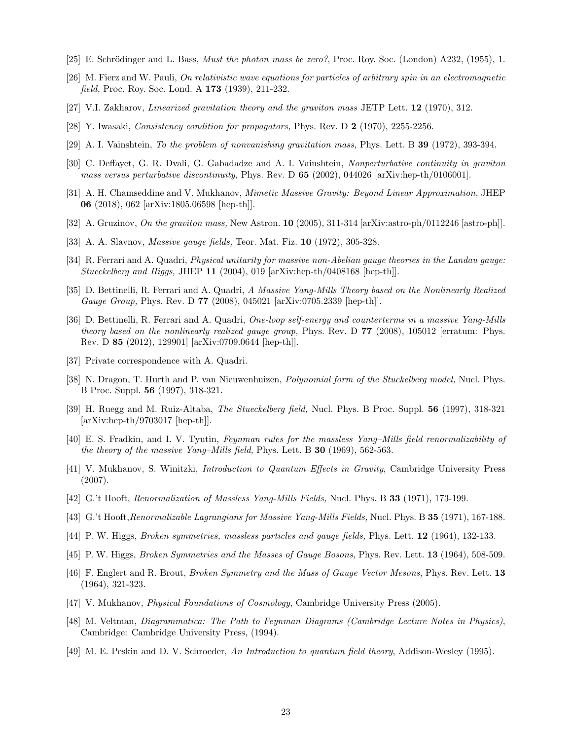[25] E. Schrödinger and L. Bass, *Must the photon mass be zero?*, Proc. Roy. Soc. (London) A232, (1955), 1.

[26] M. Fierz and W. Pauli, *On relativistic wave equations for particles of arbitrary spin in an electromagnetic field,* Proc. Roy. Soc. Lond. A **173** (1939), 211-232.

[27] V.I. Zakharov, *Linearized gravitation theory and the graviton mass* JETP Lett. **12** (1970), 312.

[28] Y. Iwasaki, *Consistency condition for propagators,* Phys. Rev. D **2** (1970), 2255-2256.

[29] A. I. Vainshtein, *To the problem of nonvanishing gravitation mass,* Phys. Lett. B **39** (1972), 393-394.

[30] C. Deffayet, G. R. Dvali, G. Gabadadze and A. I. Vainshtein, *Nonperturbative continuity in graviton mass versus perturbative discontinuity,* Phys. Rev. D **65** (2002), 044026 [arXiv:hep-th/0106001].

[31] A. H. Chamseddine and V. Mukhanov, *Mimetic Massive Gravity: Beyond Linear Approximation,* JHEP **06** (2018), 062 [arXiv:1805.06598 [hep-th]].

[32] A. Gruzinov, *On the graviton mass,* New Astron. **10** (2005), 311-314 [arXiv:astro-ph/0112246 [astro-ph]].

[33] A. A. Slavnov, *Massive gauge fields,* Teor. Mat. Fiz. **10** (1972), 305-328.

[34] R. Ferrari and A. Quadri, *Physical unitarity for massive non-Abelian gauge theories in the Landau gauge: Stueckelberg and Higgs,* JHEP **11** (2004), 019 [arXiv:hep-th/0408168 [hep-th]].

[35] D. Bettinelli, R. Ferrari and A. Quadri, *A Massive Yang-Mills Theory based on the Nonlinearly Realized Gauge Group,* Phys. Rev. D **77** (2008), 045021 [arXiv:0705.2339 [hep-th]].

[36] D. Bettinelli, R. Ferrari and A. Quadri, *One-loop self-energy and counterterms in a massive Yang-Mills theory based on the nonlinearly realized gauge group,* Phys. Rev. D **77** (2008), 105012 [erratum: Phys. Rev. D **85** (2012), 129901] [arXiv:0709.0644 [hep-th]].

[37] Private correspondence with A. Quadri.

[38] N. Dragon, T. Hurth and P. van Nieuwenhuizen, *Polynomial form of the Stuckelberg model,* Nucl. Phys. B Proc. Suppl. **56** (1997), 318-321.

[39] H. Ruegg and M. Ruiz-Altaba, *The Stueckelberg field,* Nucl. Phys. B Proc. Suppl. **56** (1997), 318-321 [arXiv:hep-th/9703017 [hep-th]].

[40] E. S. Fradkin, and I. V. Tyutin, *Feynman rules for the massless Yang–Mills field renormalizability of the theory of the massive Yang–Mills field*, Phys. Lett. B **30** (1969), 562-563.

[41] V. Mukhanov, S. Winitzki, *Introduction to Quantum Effects in Gravity*, Cambridge University Press (2007).

[42] G.'t Hooft, *Renormalization of Massless Yang-Mills Fields,* Nucl. Phys. B **33** (1971), 173-199.

[43] G.'t Hooft,*Renormalizable Lagrangians for Massive Yang-Mills Fields,* Nucl. Phys. B **35** (1971), 167-188.

[44] P. W. Higgs, *Broken symmetries, massless particles and gauge fields,* Phys. Lett. **12** (1964), 132-133.

[45] P. W. Higgs, *Broken Symmetries and the Masses of Gauge Bosons,* Phys. Rev. Lett. **13** (1964), 508-509.

[46] F. Englert and R. Brout, *Broken Symmetry and the Mass of Gauge Vector Mesons,* Phys. Rev. Lett. **13** (1964), 321-323.

[47] V. Mukhanov, *Physical Foundations of Cosmology*, Cambridge University Press (2005).

[48] M. Veltman, *Diagrammatica: The Path to Feynman Diagrams (Cambridge Lecture Notes in Physics)*, Cambridge: Cambridge University Press, (1994).

[49] M. E. Peskin and D. V. Schroeder, *An Introduction to quantum field theory*, Addison-Wesley (1995).